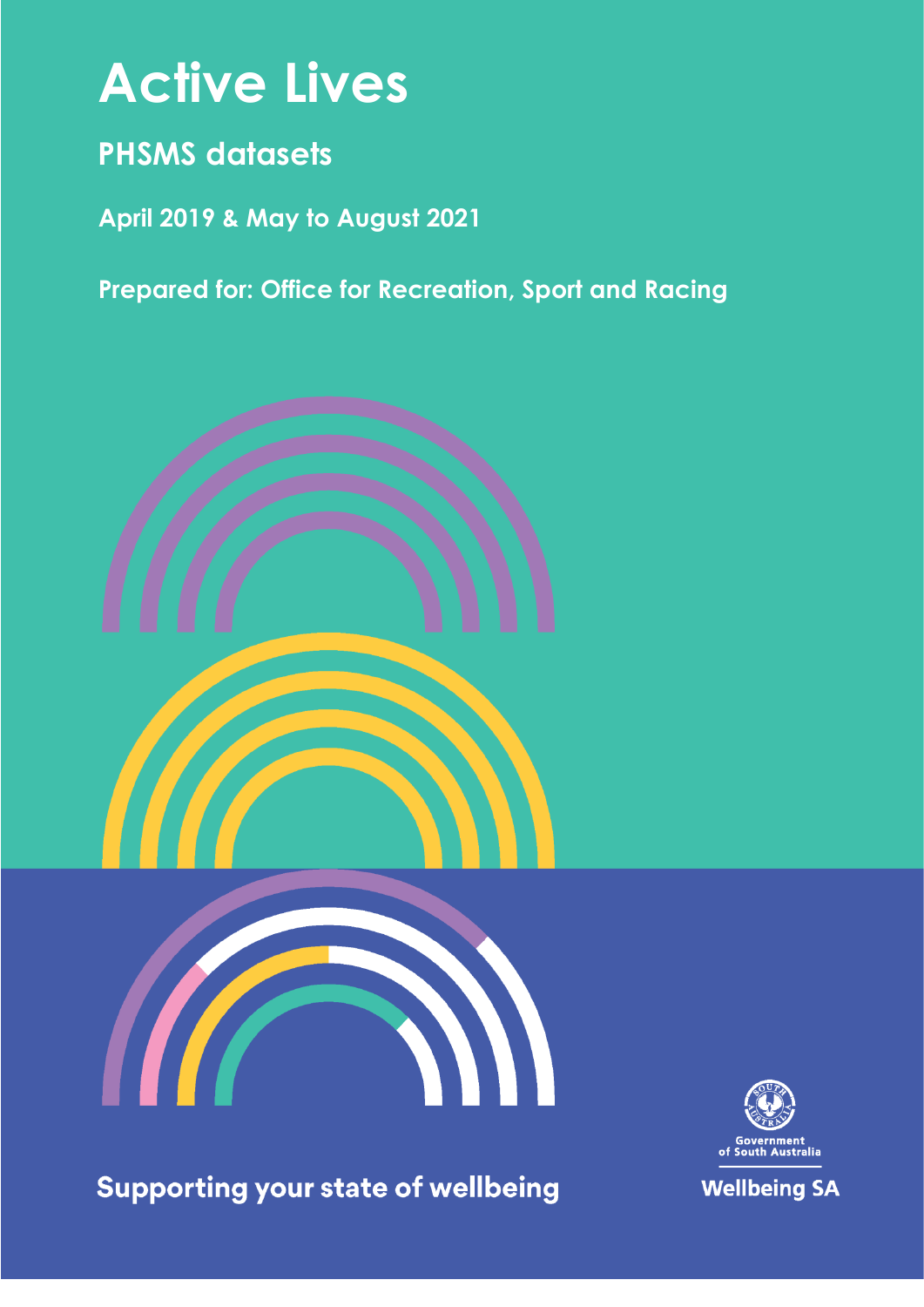# Active Lives

## PHSMS datasets

**April 2019 & May to August 2021**

**Prepared for: Office for Recreation, Sport and Racing**

**Supporting your state of wellbeing**

Government of South Australia

Wellbeing SA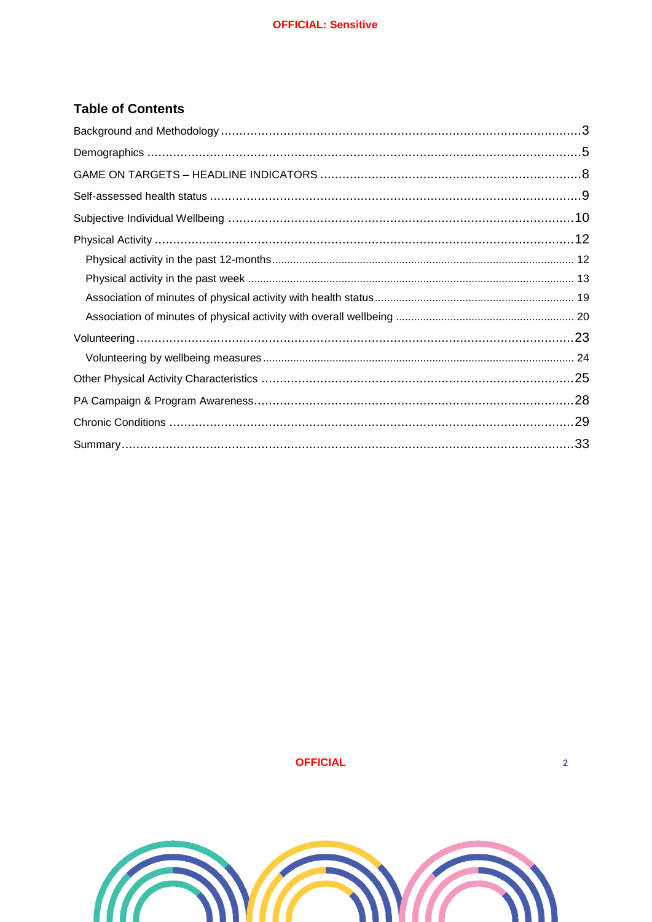## Table of Contents

- Background and Methodology ....3
- Demographics ....5
- GAME ON TARGETS – HEADLINE INDICATORS ....8
- Self-assessed health status ....9
- Subjective Individual Wellbeing ....10
- Physical Activity ....12
  - Physical activity in the past 12-months ....12
  - Physical activity in the past week ....13
  - Association of minutes of physical activity with health status ....19
  - Association of minutes of physical activity with overall wellbeing ....20
- Volunteering ....23
  - Volunteering by wellbeing measures ....24
- Other Physical Activity Characteristics ....25
- PA Campaign & Program Awareness ....28
- Chronic Conditions ....29
- Summary ....33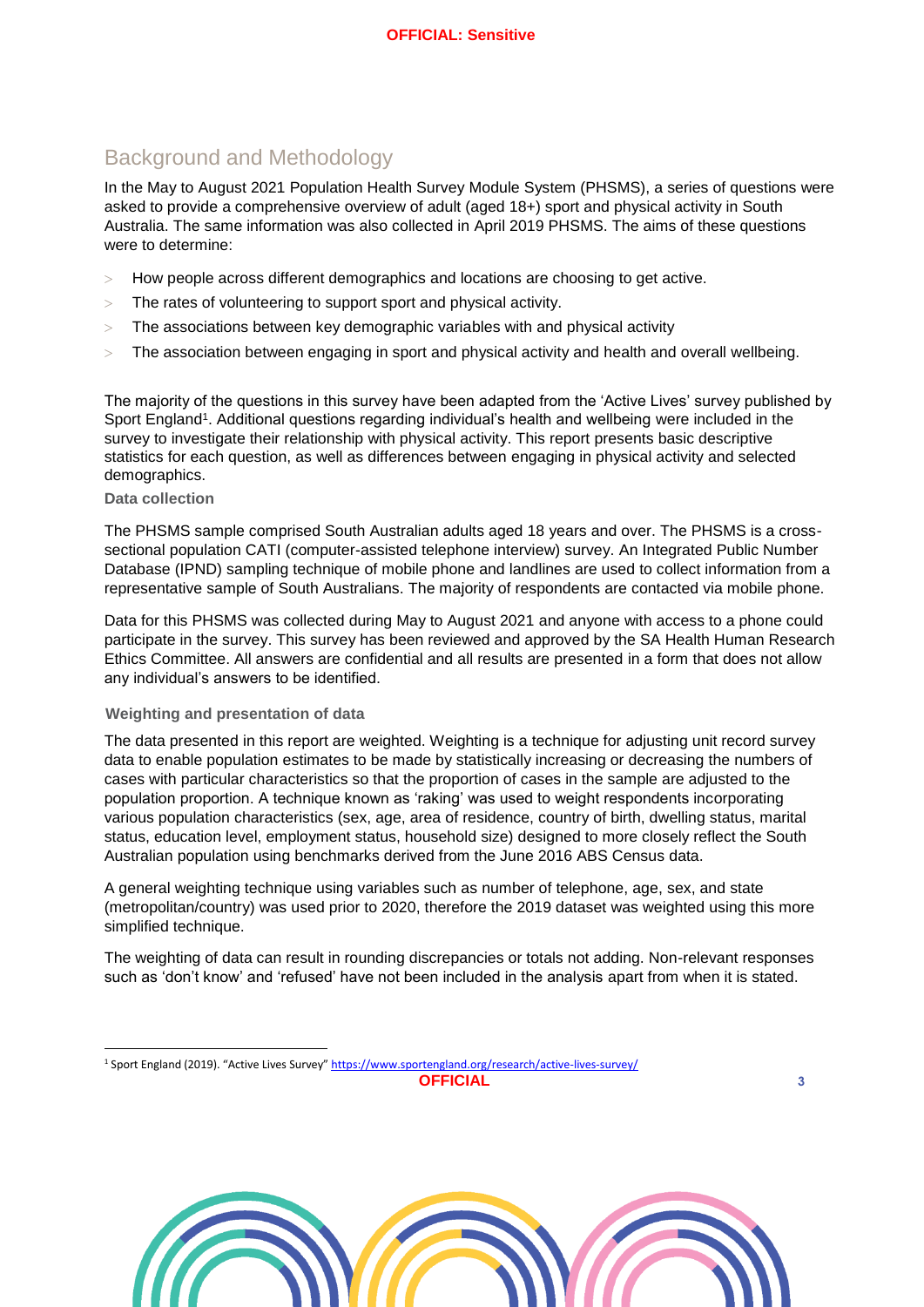## Background and Methodology

In the May to August 2021 Population Health Survey Module System (PHSMS), a series of questions were asked to provide a comprehensive overview of adult (aged 18+) sport and physical activity in South Australia. The same information was also collected in April 2019 PHSMS. The aims of these questions were to determine:

- How people across different demographics and locations are choosing to get active.
- The rates of volunteering to support sport and physical activity.
- The associations between key demographic variables with and physical activity
- The association between engaging in sport and physical activity and health and overall wellbeing.

The majority of the questions in this survey have been adapted from the 'Active Lives' survey published by Sport England[1]. Additional questions regarding individual's health and wellbeing were included in the survey to investigate their relationship with physical activity. This report presents basic descriptive statistics for each question, as well as differences between engaging in physical activity and selected demographics.

### Data collection

The PHSMS sample comprised South Australian adults aged 18 years and over. The PHSMS is a cross-sectional population CATI (computer-assisted telephone interview) survey. An Integrated Public Number Database (IPND) sampling technique of mobile phone and landlines are used to collect information from a representative sample of South Australians. The majority of respondents are contacted via mobile phone.

Data for this PHSMS was collected during May to August 2021 and anyone with access to a phone could participate in the survey. This survey has been reviewed and approved by the SA Health Human Research Ethics Committee. All answers are confidential and all results are presented in a form that does not allow any individual's answers to be identified.

### Weighting and presentation of data

The data presented in this report are weighted. Weighting is a technique for adjusting unit record survey data to enable population estimates to be made by statistically increasing or decreasing the numbers of cases with particular characteristics so that the proportion of cases in the sample are adjusted to the population proportion. A technique known as 'raking' was used to weight respondents incorporating various population characteristics (sex, age, area of residence, country of birth, dwelling status, marital status, education level, employment status, household size) designed to more closely reflect the South Australian population using benchmarks derived from the June 2016 ABS Census data.

A general weighting technique using variables such as number of telephone, age, sex, and state (metropolitan/country) was used prior to 2020, therefore the 2019 dataset was weighted using this more simplified technique.

The weighting of data can result in rounding discrepancies or totals not adding. Non-relevant responses such as 'don't know' and 'refused' have not been included in the analysis apart from when it is stated.

[1] Sport England (2019). "Active Lives Survey" https://www.sportengland.org/research/active-lives-survey/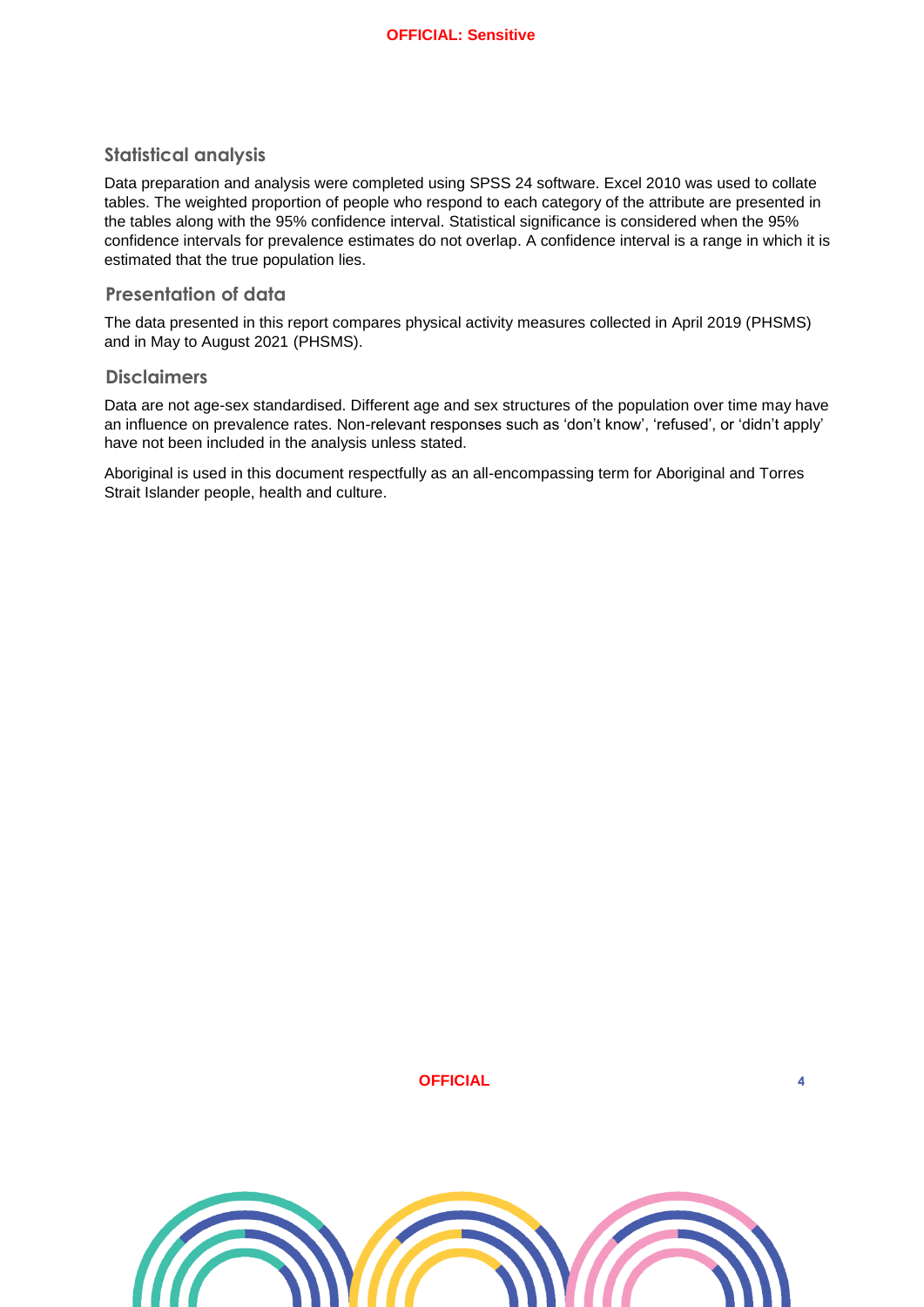## Statistical analysis

Data preparation and analysis were completed using SPSS 24 software. Excel 2010 was used to collate tables. The weighted proportion of people who respond to each category of the attribute are presented in the tables along with the 95% confidence interval. Statistical significance is considered when the 95% confidence intervals for prevalence estimates do not overlap. A confidence interval is a range in which it is estimated that the true population lies.

## Presentation of data

The data presented in this report compares physical activity measures collected in April 2019 (PHSMS) and in May to August 2021 (PHSMS).

## Disclaimers

Data are not age-sex standardised. Different age and sex structures of the population over time may have an influence on prevalence rates. Non-relevant responses such as 'don't know', 'refused', or 'didn't apply' have not been included in the analysis unless stated.

Aboriginal is used in this document respectfully as an all-encompassing term for Aboriginal and Torres Strait Islander people, health and culture.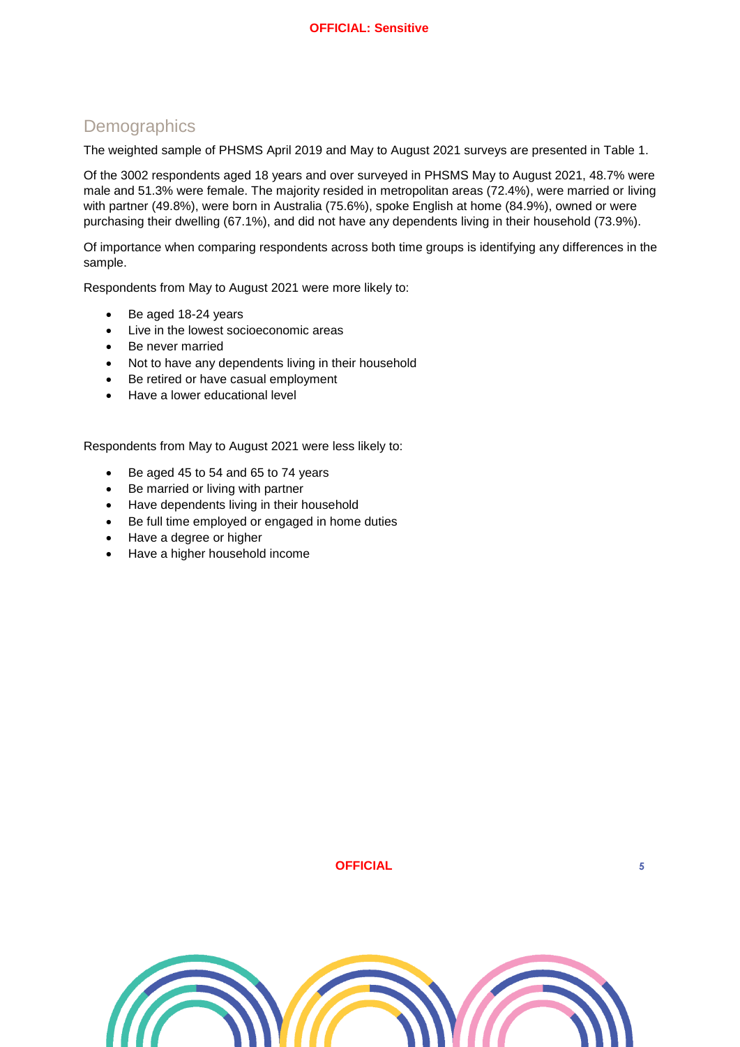## Demographics

The weighted sample of PHSMS April 2019 and May to August 2021 surveys are presented in Table 1.

Of the 3002 respondents aged 18 years and over surveyed in PHSMS May to August 2021, 48.7% were male and 51.3% were female. The majority resided in metropolitan areas (72.4%), were married or living with partner (49.8%), were born in Australia (75.6%), spoke English at home (84.9%), owned or were purchasing their dwelling (67.1%), and did not have any dependents living in their household (73.9%).

Of importance when comparing respondents across both time groups is identifying any differences in the sample.

Respondents from May to August 2021 were more likely to:

- Be aged 18-24 years
- Live in the lowest socioeconomic areas
- Be never married
- Not to have any dependents living in their household
- Be retired or have casual employment
- Have a lower educational level

Respondents from May to August 2021 were less likely to:

- Be aged 45 to 54 and 65 to 74 years
- Be married or living with partner
- Have dependents living in their household
- Be full time employed or engaged in home duties
- Have a degree or higher
- Have a higher household income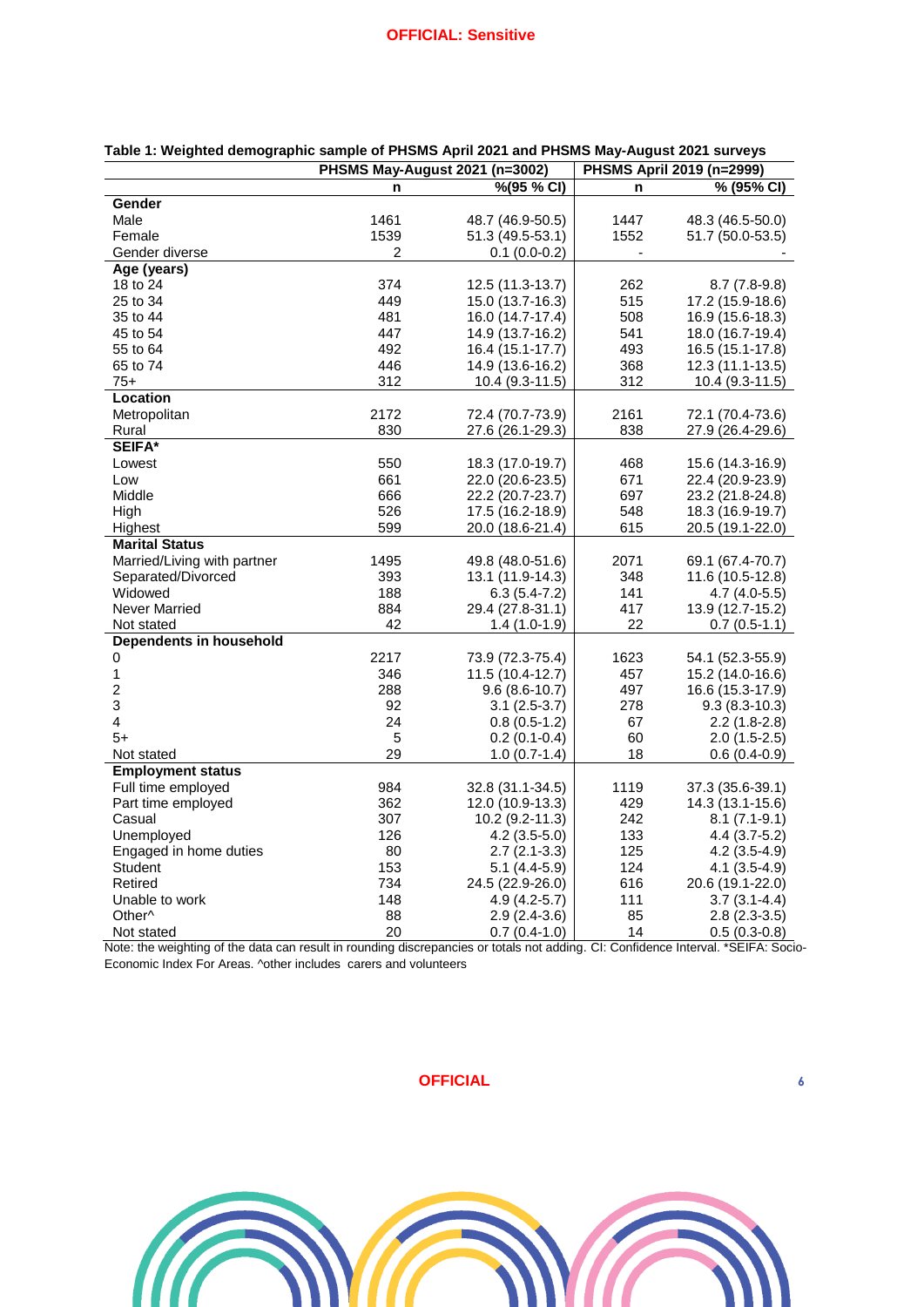**Table 1: Weighted demographic sample of PHSMS April 2021 and PHSMS May-August 2021 surveys**

| | PHSMS May-August 2021 (n=3002) | | PHSMS April 2019 (n=2999) | |
|---|---|---|---|---|
| | n | %(95 % CI) | n | % (95% CI) |
| **Gender** | | | | |
| Male | 1461 | 48.7 (46.9-50.5) | 1447 | 48.3 (46.5-50.0) |
| Female | 1539 | 51.3 (49.5-53.1) | 1552 | 51.7 (50.0-53.5) |
| Gender diverse | 2 | 0.1 (0.0-0.2) | - | - |
| **Age (years)** | | | | |
| 18 to 24 | 374 | 12.5 (11.3-13.7) | 262 | 8.7 (7.8-9.8) |
| 25 to 34 | 449 | 15.0 (13.7-16.3) | 515 | 17.2 (15.9-18.6) |
| 35 to 44 | 481 | 16.0 (14.7-17.4) | 508 | 16.9 (15.6-18.3) |
| 45 to 54 | 447 | 14.9 (13.7-16.2) | 541 | 18.0 (16.7-19.4) |
| 55 to 64 | 492 | 16.4 (15.1-17.7) | 493 | 16.5 (15.1-17.8) |
| 65 to 74 | 446 | 14.9 (13.6-16.2) | 368 | 12.3 (11.1-13.5) |
| 75+ | 312 | 10.4 (9.3-11.5) | 312 | 10.4 (9.3-11.5) |
| **Location** | | | | |
| Metropolitan | 2172 | 72.4 (70.7-73.9) | 2161 | 72.1 (70.4-73.6) |
| Rural | 830 | 27.6 (26.1-29.3) | 838 | 27.9 (26.4-29.6) |
| **SEIFA*** | | | | |
| Lowest | 550 | 18.3 (17.0-19.7) | 468 | 15.6 (14.3-16.9) |
| Low | 661 | 22.0 (20.6-23.5) | 671 | 22.4 (20.9-23.9) |
| Middle | 666 | 22.2 (20.7-23.7) | 697 | 23.2 (21.8-24.8) |
| High | 526 | 17.5 (16.2-18.9) | 548 | 18.3 (16.9-19.7) |
| Highest | 599 | 20.0 (18.6-21.4) | 615 | 20.5 (19.1-22.0) |
| **Marital Status** | | | | |
| Married/Living with partner | 1495 | 49.8 (48.0-51.6) | 2071 | 69.1 (67.4-70.7) |
| Separated/Divorced | 393 | 13.1 (11.9-14.3) | 348 | 11.6 (10.5-12.8) |
| Widowed | 188 | 6.3 (5.4-7.2) | 141 | 4.7 (4.0-5.5) |
| Never Married | 884 | 29.4 (27.8-31.1) | 417 | 13.9 (12.7-15.2) |
| Not stated | 42 | 1.4 (1.0-1.9) | 22 | 0.7 (0.5-1.1) |
| **Dependents in household** | | | | |
| 0 | 2217 | 73.9 (72.3-75.4) | 1623 | 54.1 (52.3-55.9) |
| 1 | 346 | 11.5 (10.4-12.7) | 457 | 15.2 (14.0-16.6) |
| 2 | 288 | 9.6 (8.6-10.7) | 497 | 16.6 (15.3-17.9) |
| 3 | 92 | 3.1 (2.5-3.7) | 278 | 9.3 (8.3-10.3) |
| 4 | 24 | 0.8 (0.5-1.2) | 67 | 2.2 (1.8-2.8) |
| 5+ | 5 | 0.2 (0.1-0.4) | 60 | 2.0 (1.5-2.5) |
| Not stated | 29 | 1.0 (0.7-1.4) | 18 | 0.6 (0.4-0.9) |
| **Employment status** | | | | |
| Full time employed | 984 | 32.8 (31.1-34.5) | 1119 | 37.3 (35.6-39.1) |
| Part time employed | 362 | 12.0 (10.9-13.3) | 429 | 14.3 (13.1-15.6) |
| Casual | 307 | 10.2 (9.2-11.3) | 242 | 8.1 (7.1-9.1) |
| Unemployed | 126 | 4.2 (3.5-5.0) | 133 | 4.4 (3.7-5.2) |
| Engaged in home duties | 80 | 2.7 (2.1-3.3) | 125 | 4.2 (3.5-4.9) |
| Student | 153 | 5.1 (4.4-5.9) | 124 | 4.1 (3.5-4.9) |
| Retired | 734 | 24.5 (22.9-26.0) | 616 | 20.6 (19.1-22.0) |
| Unable to work | 148 | 4.9 (4.2-5.7) | 111 | 3.7 (3.1-4.4) |
| Other^ | 88 | 2.9 (2.4-3.6) | 85 | 2.8 (2.3-3.5) |
| Not stated | 20 | 0.7 (0.4-1.0) | 14 | 0.5 (0.3-0.8) |

Note: the weighting of the data can result in rounding discrepancies or totals not adding. CI: Confidence Interval. *SEIFA: Socio-Economic Index For Areas. ^other includes carers and volunteers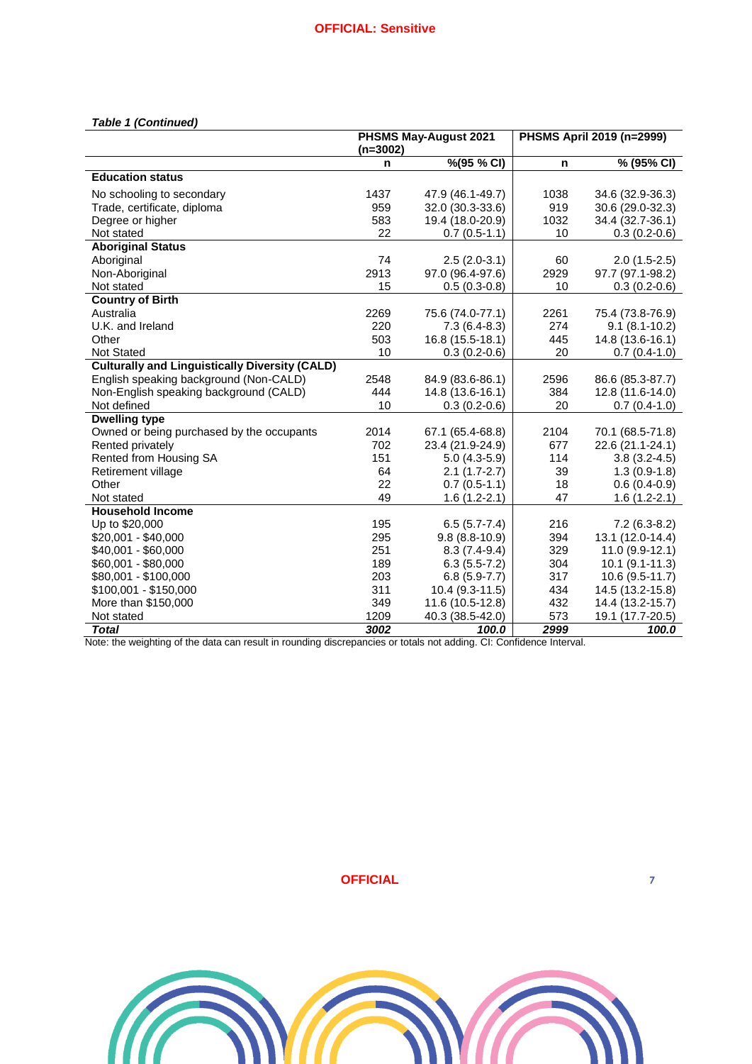*Table 1 (Continued)*

| | PHSMS May-August 2021 (n=3002) | | PHSMS April 2019 (n=2999) | |
|---|---|---|---|---|
| | n | %(95 % CI) | n | % (95% CI) |
| **Education status** | | | | |
| No schooling to secondary | 1437 | 47.9 (46.1-49.7) | 1038 | 34.6 (32.9-36.3) |
| Trade, certificate, diploma | 959 | 32.0 (30.3-33.6) | 919 | 30.6 (29.0-32.3) |
| Degree or higher | 583 | 19.4 (18.0-20.9) | 1032 | 34.4 (32.7-36.1) |
| Not stated | 22 | 0.7 (0.5-1.1) | 10 | 0.3 (0.2-0.6) |
| **Aboriginal Status** | | | | |
| Aboriginal | 74 | 2.5 (2.0-3.1) | 60 | 2.0 (1.5-2.5) |
| Non-Aboriginal | 2913 | 97.0 (96.4-97.6) | 2929 | 97.7 (97.1-98.2) |
| Not stated | 15 | 0.5 (0.3-0.8) | 10 | 0.3 (0.2-0.6) |
| **Country of Birth** | | | | |
| Australia | 2269 | 75.6 (74.0-77.1) | 2261 | 75.4 (73.8-76.9) |
| U.K. and Ireland | 220 | 7.3 (6.4-8.3) | 274 | 9.1 (8.1-10.2) |
| Other | 503 | 16.8 (15.5-18.1) | 445 | 14.8 (13.6-16.1) |
| Not Stated | 10 | 0.3 (0.2-0.6) | 20 | 0.7 (0.4-1.0) |
| **Culturally and Linguistically Diversity (CALD)** | | | | |
| English speaking background (Non-CALD) | 2548 | 84.9 (83.6-86.1) | 2596 | 86.6 (85.3-87.7) |
| Non-English speaking background (CALD) | 444 | 14.8 (13.6-16.1) | 384 | 12.8 (11.6-14.0) |
| Not defined | 10 | 0.3 (0.2-0.6) | 20 | 0.7 (0.4-1.0) |
| **Dwelling type** | | | | |
| Owned or being purchased by the occupants | 2014 | 67.1 (65.4-68.8) | 2104 | 70.1 (68.5-71.8) |
| Rented privately | 702 | 23.4 (21.9-24.9) | 677 | 22.6 (21.1-24.1) |
| Rented from Housing SA | 151 | 5.0 (4.3-5.9) | 114 | 3.8 (3.2-4.5) |
| Retirement village | 64 | 2.1 (1.7-2.7) | 39 | 1.3 (0.9-1.8) |
| Other | 22 | 0.7 (0.5-1.1) | 18 | 0.6 (0.4-0.9) |
| Not stated | 49 | 1.6 (1.2-2.1) | 47 | 1.6 (1.2-2.1) |
| **Household Income** | | | | |
| Up to $20,000 | 195 | 6.5 (5.7-7.4) | 216 | 7.2 (6.3-8.2) |
| $20,001 - $40,000 | 295 | 9.8 (8.8-10.9) | 394 | 13.1 (12.0-14.4) |
| $40,001 - $60,000 | 251 | 8.3 (7.4-9.4) | 329 | 11.0 (9.9-12.1) |
| $60,001 - $80,000 | 189 | 6.3 (5.5-7.2) | 304 | 10.1 (9.1-11.3) |
| $80,001 - $100,000 | 203 | 6.8 (5.9-7.7) | 317 | 10.6 (9.5-11.7) |
| $100,001 - $150,000 | 311 | 10.4 (9.3-11.5) | 434 | 14.5 (13.2-15.8) |
| More than $150,000 | 349 | 11.6 (10.5-12.8) | 432 | 14.4 (13.2-15.7) |
| Not stated | 1209 | 40.3 (38.5-42.0) | 573 | 19.1 (17.7-20.5) |
| ***Total*** | ***3002*** | ***100.0*** | ***2999*** | ***100.0*** |

Note: the weighting of the data can result in rounding discrepancies or totals not adding. CI: Confidence Interval.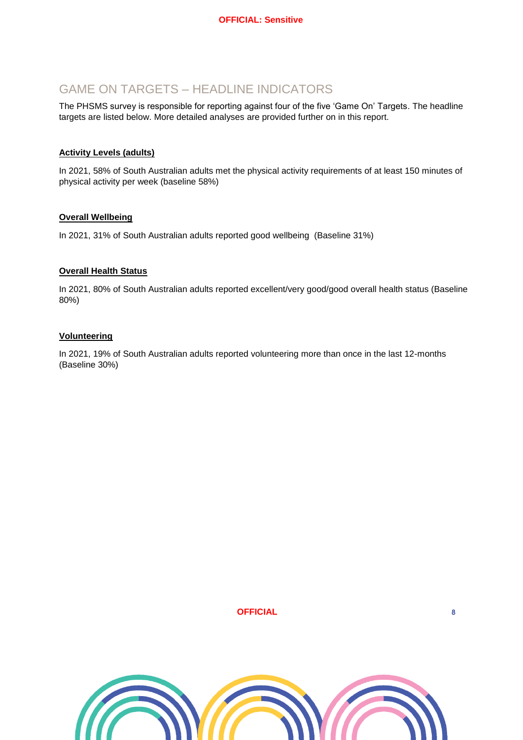## GAME ON TARGETS – HEADLINE INDICATORS

The PHSMS survey is responsible for reporting against four of the five 'Game On' Targets. The headline targets are listed below. More detailed analyses are provided further on in this report.

### Activity Levels (adults)

In 2021, 58% of South Australian adults met the physical activity requirements of at least 150 minutes of physical activity per week (baseline 58%)

### Overall Wellbeing

In 2021, 31% of South Australian adults reported good wellbeing (Baseline 31%)

### Overall Health Status

In 2021, 80% of South Australian adults reported excellent/very good/good overall health status (Baseline 80%)

### Volunteering

In 2021, 19% of South Australian adults reported volunteering more than once in the last 12-months (Baseline 30%)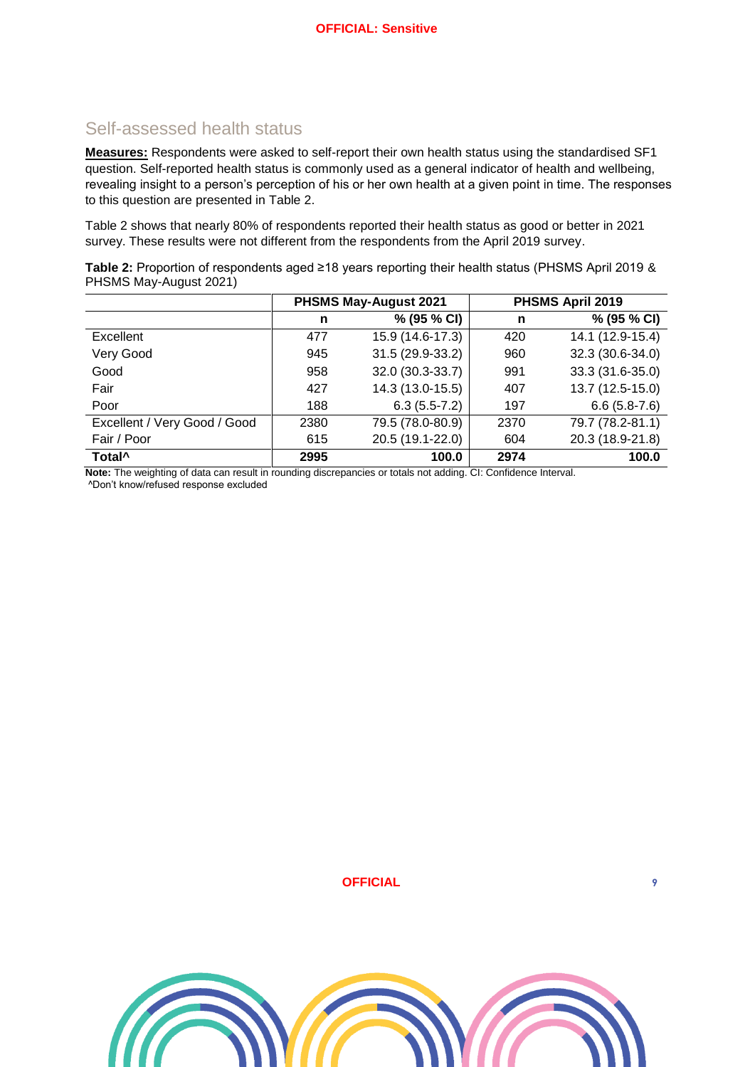## Self-assessed health status

**Measures:** Respondents were asked to self-report their own health status using the standardised SF1 question. Self-reported health status is commonly used as a general indicator of health and wellbeing, revealing insight to a person's perception of his or her own health at a given point in time. The responses to this question are presented in Table 2.

Table 2 shows that nearly 80% of respondents reported their health status as good or better in 2021 survey. These results were not different from the respondents from the April 2019 survey.

**Table 2:** Proportion of respondents aged ≥18 years reporting their health status (PHSMS April 2019 & PHSMS May-August 2021)

| | PHSMS May-August 2021 | | PHSMS April 2019 | |
|---|---|---|---|---|
| | **n** | **% (95 % CI)** | **n** | **% (95 % CI)** |
| Excellent | 477 | 15.9 (14.6-17.3) | 420 | 14.1 (12.9-15.4) |
| Very Good | 945 | 31.5 (29.9-33.2) | 960 | 32.3 (30.6-34.0) |
| Good | 958 | 32.0 (30.3-33.7) | 991 | 33.3 (31.6-35.0) |
| Fair | 427 | 14.3 (13.0-15.5) | 407 | 13.7 (12.5-15.0) |
| Poor | 188 | 6.3 (5.5-7.2) | 197 | 6.6 (5.8-7.6) |
| Excellent / Very Good / Good | 2380 | 79.5 (78.0-80.9) | 2370 | 79.7 (78.2-81.1) |
| Fair / Poor | 615 | 20.5 (19.1-22.0) | 604 | 20.3 (18.9-21.8) |
| **Total^** | **2995** | **100.0** | **2974** | **100.0** |

**Note:** The weighting of data can result in rounding discrepancies or totals not adding. CI: Confidence Interval.
^Don't know/refused response excluded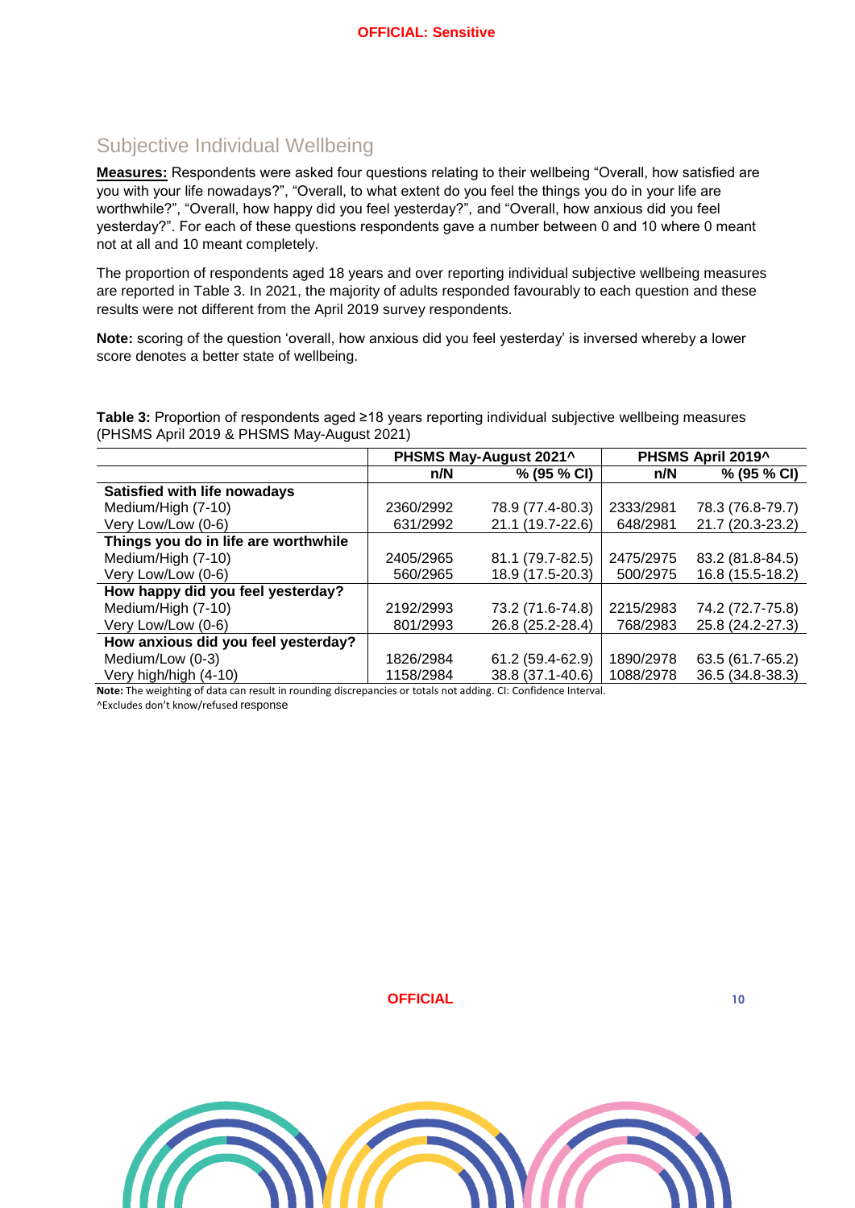## Subjective Individual Wellbeing

**Measures:** Respondents were asked four questions relating to their wellbeing "Overall, how satisfied are you with your life nowadays?", "Overall, to what extent do you feel the things you do in your life are worthwhile?", "Overall, how happy did you feel yesterday?", and "Overall, how anxious did you feel yesterday?". For each of these questions respondents gave a number between 0 and 10 where 0 meant not at all and 10 meant completely.

The proportion of respondents aged 18 years and over reporting individual subjective wellbeing measures are reported in Table 3. In 2021, the majority of adults responded favourably to each question and these results were not different from the April 2019 survey respondents.

**Note:** scoring of the question 'overall, how anxious did you feel yesterday' is inversed whereby a lower score denotes a better state of wellbeing.

**Table 3:** Proportion of respondents aged ≥18 years reporting individual subjective wellbeing measures (PHSMS April 2019 & PHSMS May-August 2021)

| | PHSMS May-August 2021^ | | PHSMS April 2019^ | |
|---|---|---|---|---|
| | **n/N** | **% (95 % CI)** | **n/N** | **% (95 % CI)** |
| **Satisfied with life nowadays** | | | | |
| Medium/High (7-10) | 2360/2992 | 78.9 (77.4-80.3) | 2333/2981 | 78.3 (76.8-79.7) |
| Very Low/Low (0-6) | 631/2992 | 21.1 (19.7-22.6) | 648/2981 | 21.7 (20.3-23.2) |
| **Things you do in life are worthwhile** | | | | |
| Medium/High (7-10) | 2405/2965 | 81.1 (79.7-82.5) | 2475/2975 | 83.2 (81.8-84.5) |
| Very Low/Low (0-6) | 560/2965 | 18.9 (17.5-20.3) | 500/2975 | 16.8 (15.5-18.2) |
| **How happy did you feel yesterday?** | | | | |
| Medium/High (7-10) | 2192/2993 | 73.2 (71.6-74.8) | 2215/2983 | 74.2 (72.7-75.8) |
| Very Low/Low (0-6) | 801/2993 | 26.8 (25.2-28.4) | 768/2983 | 25.8 (24.2-27.3) |
| **How anxious did you feel yesterday?** | | | | |
| Medium/Low (0-3) | 1826/2984 | 61.2 (59.4-62.9) | 1890/2978 | 63.5 (61.7-65.2) |
| Very high/high (4-10) | 1158/2984 | 38.8 (37.1-40.6) | 1088/2978 | 36.5 (34.8-38.3) |

**Note:** The weighting of data can result in rounding discrepancies or totals not adding. CI: Confidence Interval.
^Excludes don't know/refused response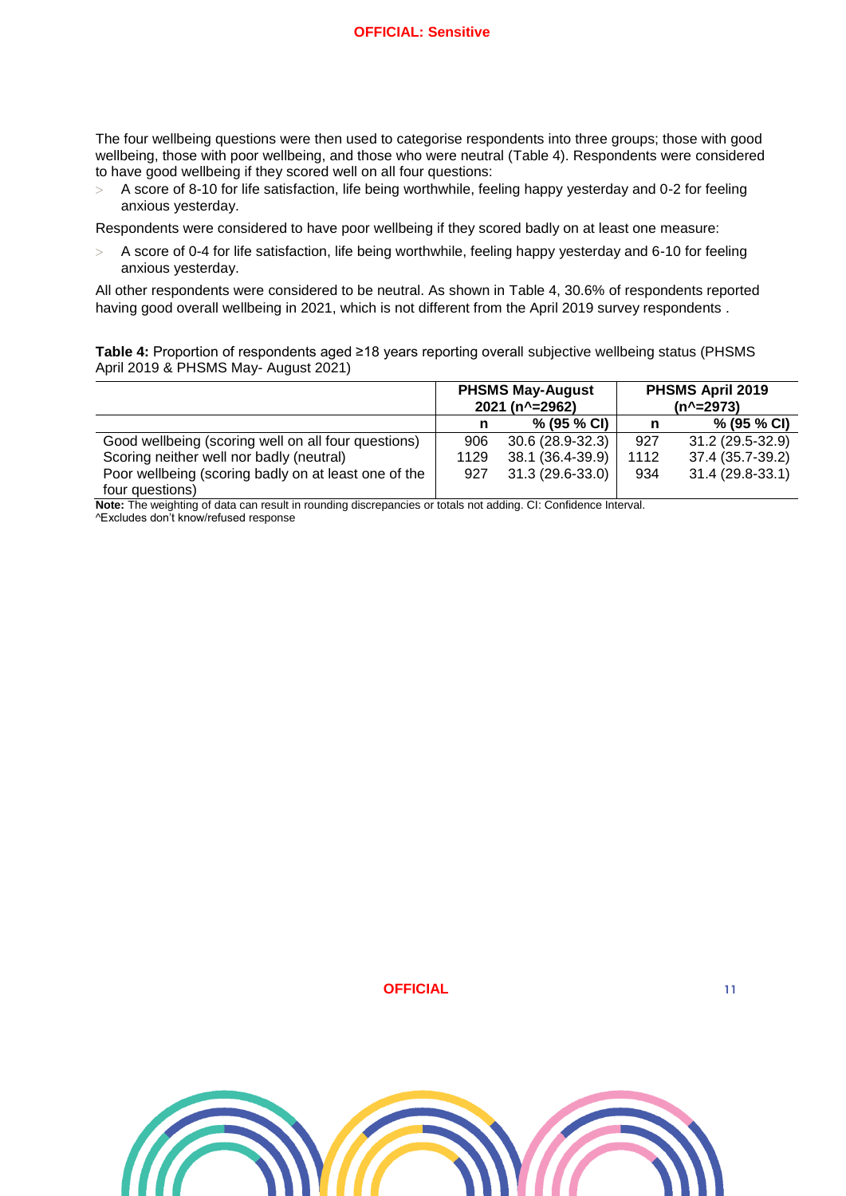The four wellbeing questions were then used to categorise respondents into three groups; those with good wellbeing, those with poor wellbeing, and those who were neutral (Table 4). Respondents were considered to have good wellbeing if they scored well on all four questions:

- A score of 8-10 for life satisfaction, life being worthwhile, feeling happy yesterday and 0-2 for feeling anxious yesterday.

Respondents were considered to have poor wellbeing if they scored badly on at least one measure:

- A score of 0-4 for life satisfaction, life being worthwhile, feeling happy yesterday and 6-10 for feeling anxious yesterday.

All other respondents were considered to be neutral. As shown in Table 4, 30.6% of respondents reported having good overall wellbeing in 2021, which is not different from the April 2019 survey respondents .

**Table 4:** Proportion of respondents aged ≥18 years reporting overall subjective wellbeing status (PHSMS April 2019 & PHSMS May- August 2021)

| | **PHSMS May-August 2021 (n^=2962)** | | **PHSMS April 2019 (n^=2973)** | |
|---|---|---|---|---|
| | **n** | **% (95 % CI)** | **n** | **% (95 % CI)** |
| Good wellbeing (scoring well on all four questions) | 906 | 30.6 (28.9-32.3) | 927 | 31.2 (29.5-32.9) |
| Scoring neither well nor badly (neutral) | 1129 | 38.1 (36.4-39.9) | 1112 | 37.4 (35.7-39.2) |
| Poor wellbeing (scoring badly on at least one of the four questions) | 927 | 31.3 (29.6-33.0) | 934 | 31.4 (29.8-33.1) |

**Note:** The weighting of data can result in rounding discrepancies or totals not adding. CI: Confidence Interval.
^Excludes don't know/refused response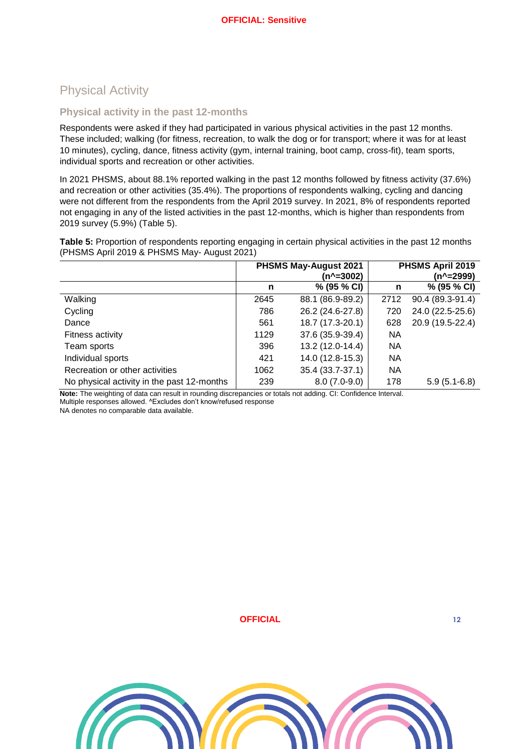## Physical Activity

### Physical activity in the past 12-months

Respondents were asked if they had participated in various physical activities in the past 12 months. These included; walking (for fitness, recreation, to walk the dog or for transport; where it was for at least 10 minutes), cycling, dance, fitness activity (gym, internal training, boot camp, cross-fit), team sports, individual sports and recreation or other activities.

In 2021 PHSMS, about 88.1% reported walking in the past 12 months followed by fitness activity (37.6%) and recreation or other activities (35.4%). The proportions of respondents walking, cycling and dancing were not different from the respondents from the April 2019 survey. In 2021, 8% of respondents reported not engaging in any of the listed activities in the past 12-months, which is higher than respondents from 2019 survey (5.9%) (Table 5).

**Table 5:** Proportion of respondents reporting engaging in certain physical activities in the past 12 months (PHSMS April 2019 & PHSMS May- August 2021)

| | PHSMS May-August 2021 (n^=3002) | | PHSMS April 2019 (n^=2999) | |
|---|---|---|---|---|
| | **n** | **% (95 % CI)** | **n** | **% (95 % CI)** |
| Walking | 2645 | 88.1 (86.9-89.2) | 2712 | 90.4 (89.3-91.4) |
| Cycling | 786 | 26.2 (24.6-27.8) | 720 | 24.0 (22.5-25.6) |
| Dance | 561 | 18.7 (17.3-20.1) | 628 | 20.9 (19.5-22.4) |
| Fitness activity | 1129 | 37.6 (35.9-39.4) | NA | |
| Team sports | 396 | 13.2 (12.0-14.4) | NA | |
| Individual sports | 421 | 14.0 (12.8-15.3) | NA | |
| Recreation or other activities | 1062 | 35.4 (33.7-37.1) | NA | |
| No physical activity in the past 12-months | 239 | 8.0 (7.0-9.0) | 178 | 5.9 (5.1-6.8) |

**Note:** The weighting of data can result in rounding discrepancies or totals not adding. CI: Confidence Interval.
Multiple responses allowed. ^Excludes don't know/refused response
NA denotes no comparable data available.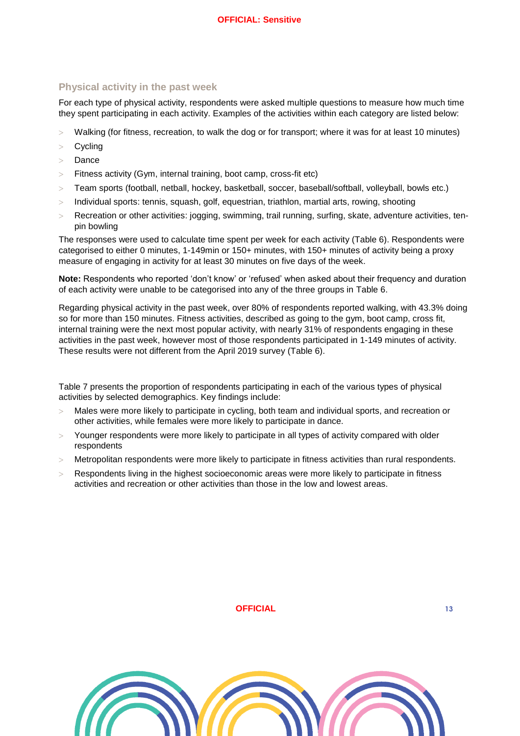## Physical activity in the past week

For each type of physical activity, respondents were asked multiple questions to measure how much time they spent participating in each activity. Examples of the activities within each category are listed below:

- Walking (for fitness, recreation, to walk the dog or for transport; where it was for at least 10 minutes)
- Cycling
- Dance
- Fitness activity (Gym, internal training, boot camp, cross-fit etc)
- Team sports (football, netball, hockey, basketball, soccer, baseball/softball, volleyball, bowls etc.)
- Individual sports: tennis, squash, golf, equestrian, triathlon, martial arts, rowing, shooting
- Recreation or other activities: jogging, swimming, trail running, surfing, skate, adventure activities, ten-pin bowling

The responses were used to calculate time spent per week for each activity (Table 6). Respondents were categorised to either 0 minutes, 1-149min or 150+ minutes, with 150+ minutes of activity being a proxy measure of engaging in activity for at least 30 minutes on five days of the week.

**Note:** Respondents who reported 'don't know' or 'refused' when asked about their frequency and duration of each activity were unable to be categorised into any of the three groups in Table 6.

Regarding physical activity in the past week, over 80% of respondents reported walking, with 43.3% doing so for more than 150 minutes. Fitness activities, described as going to the gym, boot camp, cross fit, internal training were the next most popular activity, with nearly 31% of respondents engaging in these activities in the past week, however most of those respondents participated in 1-149 minutes of activity. These results were not different from the April 2019 survey (Table 6).

Table 7 presents the proportion of respondents participating in each of the various types of physical activities by selected demographics. Key findings include:

- Males were more likely to participate in cycling, both team and individual sports, and recreation or other activities, while females were more likely to participate in dance.
- Younger respondents were more likely to participate in all types of activity compared with older respondents
- Metropolitan respondents were more likely to participate in fitness activities than rural respondents.
- Respondents living in the highest socioeconomic areas were more likely to participate in fitness activities and recreation or other activities than those in the low and lowest areas.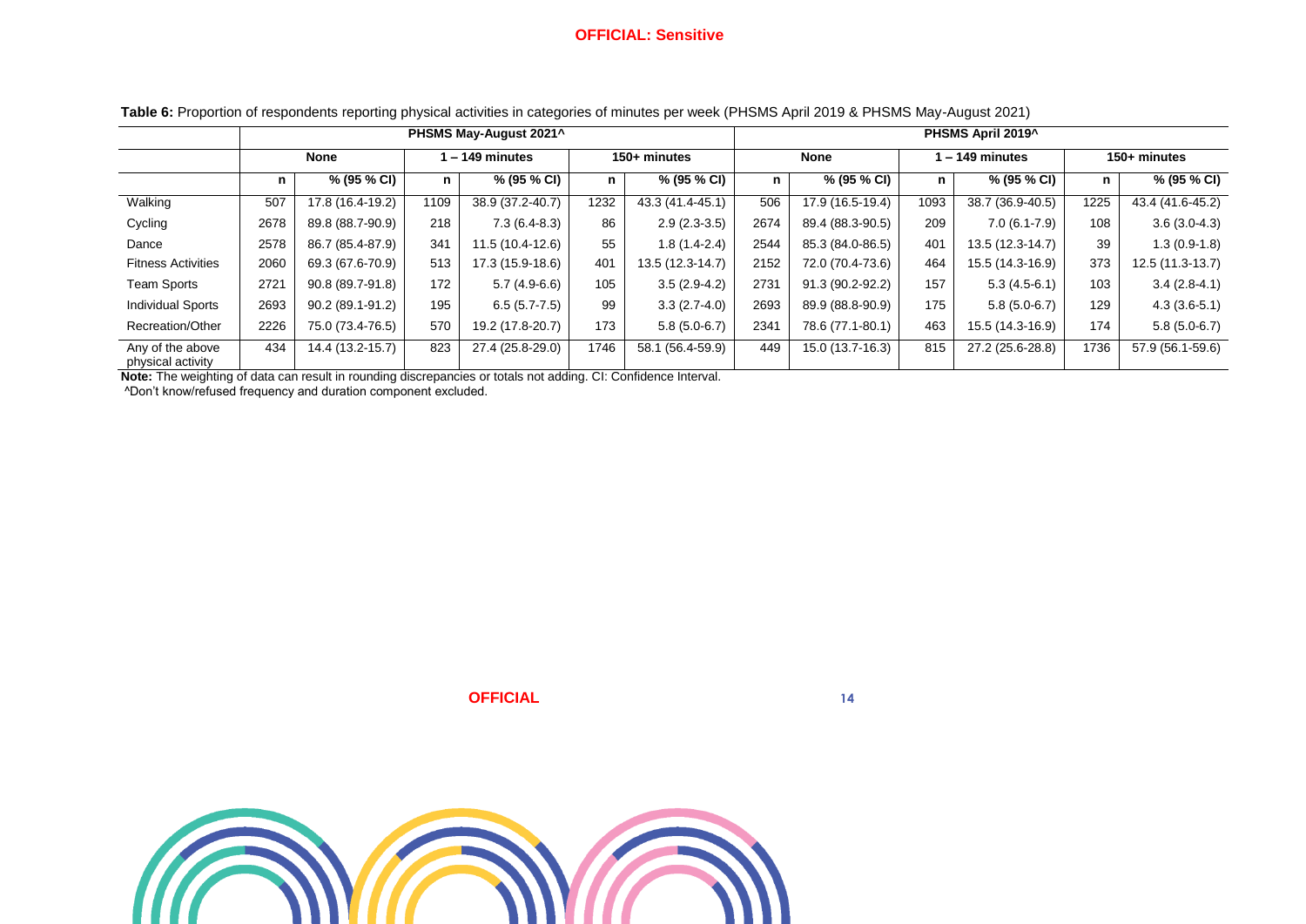**Table 6:** Proportion of respondents reporting physical activities in categories of minutes per week (PHSMS April 2019 & PHSMS May-August 2021)

| | PHSMS May-August 2021^ | | | | | | PHSMS April 2019^ | | | | | |
|---|---|---|---|---|---|---|---|---|---|---|---|---|
| | None | | 1 – 149 minutes | | 150+ minutes | | None | | 1 – 149 minutes | | 150+ minutes | |
| | n | % (95 % CI) | n | % (95 % CI) | n | % (95 % CI) | n | % (95 % CI) | n | % (95 % CI) | n | % (95 % CI) |
| Walking | 507 | 17.8 (16.4-19.2) | 1109 | 38.9 (37.2-40.7) | 1232 | 43.3 (41.4-45.1) | 506 | 17.9 (16.5-19.4) | 1093 | 38.7 (36.9-40.5) | 1225 | 43.4 (41.6-45.2) |
| Cycling | 2678 | 89.8 (88.7-90.9) | 218 | 7.3 (6.4-8.3) | 86 | 2.9 (2.3-3.5) | 2674 | 89.4 (88.3-90.5) | 209 | 7.0 (6.1-7.9) | 108 | 3.6 (3.0-4.3) |
| Dance | 2578 | 86.7 (85.4-87.9) | 341 | 11.5 (10.4-12.6) | 55 | 1.8 (1.4-2.4) | 2544 | 85.3 (84.0-86.5) | 401 | 13.5 (12.3-14.7) | 39 | 1.3 (0.9-1.8) |
| Fitness Activities | 2060 | 69.3 (67.6-70.9) | 513 | 17.3 (15.9-18.6) | 401 | 13.5 (12.3-14.7) | 2152 | 72.0 (70.4-73.6) | 464 | 15.5 (14.3-16.9) | 373 | 12.5 (11.3-13.7) |
| Team Sports | 2721 | 90.8 (89.7-91.8) | 172 | 5.7 (4.9-6.6) | 105 | 3.5 (2.9-4.2) | 2731 | 91.3 (90.2-92.2) | 157 | 5.3 (4.5-6.1) | 103 | 3.4 (2.8-4.1) |
| Individual Sports | 2693 | 90.2 (89.1-91.2) | 195 | 6.5 (5.7-7.5) | 99 | 3.3 (2.7-4.0) | 2693 | 89.9 (88.8-90.9) | 175 | 5.8 (5.0-6.7) | 129 | 4.3 (3.6-5.1) |
| Recreation/Other | 2226 | 75.0 (73.4-76.5) | 570 | 19.2 (17.8-20.7) | 173 | 5.8 (5.0-6.7) | 2341 | 78.6 (77.1-80.1) | 463 | 15.5 (14.3-16.9) | 174 | 5.8 (5.0-6.7) |
| Any of the above physical activity | 434 | 14.4 (13.2-15.7) | 823 | 27.4 (25.8-29.0) | 1746 | 58.1 (56.4-59.9) | 449 | 15.0 (13.7-16.3) | 815 | 27.2 (25.6-28.8) | 1736 | 57.9 (56.1-59.6) |

**Note:** The weighting of data can result in rounding discrepancies or totals not adding. CI: Confidence Interval.
^Don't know/refused frequency and duration component excluded.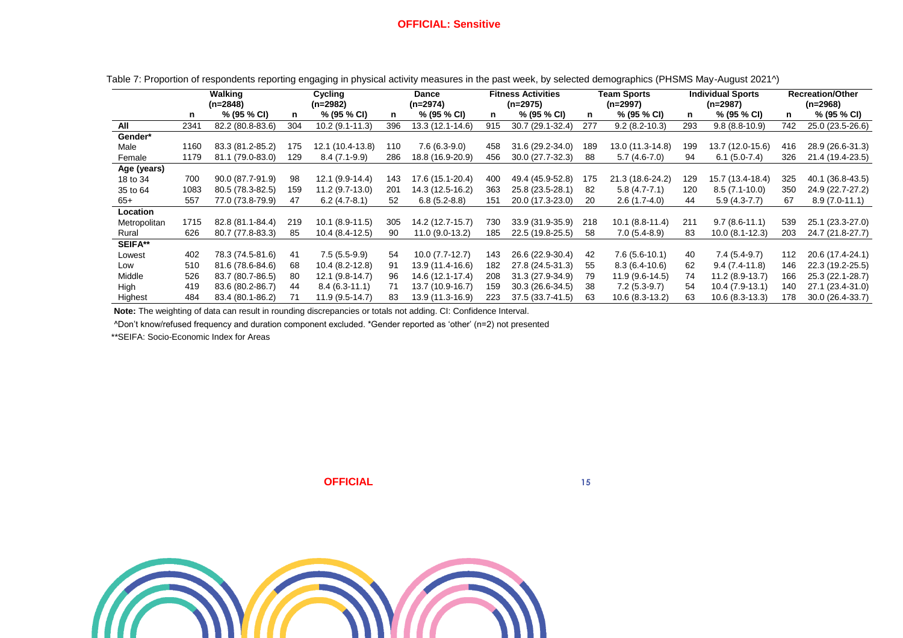Table 7: Proportion of respondents reporting engaging in physical activity measures in the past week, by selected demographics (PHSMS May-August 2021^)

| | Walking (n=2848) | | Cycling (n=2982) | | Dance (n=2974) | | Fitness Activities (n=2975) | | Team Sports (n=2997) | | Individual Sports (n=2987) | | Recreation/Other (n=2968) | |
|---|---|---|---|---|---|---|---|---|---|---|---|---|---|---|
| | n | % (95 % CI) | n | % (95 % CI) | n | % (95 % CI) | n | % (95 % CI) | n | % (95 % CI) | n | % (95 % CI) | n | % (95 % CI) |
| **All** | 2341 | 82.2 (80.8-83.6) | 304 | 10.2 (9.1-11.3) | 396 | 13.3 (12.1-14.6) | 915 | 30.7 (29.1-32.4) | 277 | 9.2 (8.2-10.3) | 293 | 9.8 (8.8-10.9) | 742 | 25.0 (23.5-26.6) |
| **Gender*** | | | | | | | | | | | | | | |
| Male | 1160 | 83.3 (81.2-85.2) | 175 | 12.1 (10.4-13.8) | 110 | 7.6 (6.3-9.0) | 458 | 31.6 (29.2-34.0) | 189 | 13.0 (11.3-14.8) | 199 | 13.7 (12.0-15.6) | 416 | 28.9 (26.6-31.3) |
| Female | 1179 | 81.1 (79.0-83.0) | 129 | 8.4 (7.1-9.9) | 286 | 18.8 (16.9-20.9) | 456 | 30.0 (27.7-32.3) | 88 | 5.7 (4.6-7.0) | 94 | 6.1 (5.0-7.4) | 326 | 21.4 (19.4-23.5) |
| **Age (years)** | | | | | | | | | | | | | | |
| 18 to 34 | 700 | 90.0 (87.7-91.9) | 98 | 12.1 (9.9-14.4) | 143 | 17.6 (15.1-20.4) | 400 | 49.4 (45.9-52.8) | 175 | 21.3 (18.6-24.2) | 129 | 15.7 (13.4-18.4) | 325 | 40.1 (36.8-43.5) |
| 35 to 64 | 1083 | 80.5 (78.3-82.5) | 159 | 11.2 (9.7-13.0) | 201 | 14.3 (12.5-16.2) | 363 | 25.8 (23.5-28.1) | 82 | 5.8 (4.7-7.1) | 120 | 8.5 (7.1-10.0) | 350 | 24.9 (22.7-27.2) |
| 65+ | 557 | 77.0 (73.8-79.9) | 47 | 6.2 (4.7-8.1) | 52 | 6.8 (5.2-8.8) | 151 | 20.0 (17.3-23.0) | 20 | 2.6 (1.7-4.0) | 44 | 5.9 (4.3-7.7) | 67 | 8.9 (7.0-11.1) |
| **Location** | | | | | | | | | | | | | | |
| Metropolitan | 1715 | 82.8 (81.1-84.4) | 219 | 10.1 (8.9-11.5) | 305 | 14.2 (12.7-15.7) | 730 | 33.9 (31.9-35.9) | 218 | 10.1 (8.8-11.4) | 211 | 9.7 (8.6-11.1) | 539 | 25.1 (23.3-27.0) |
| Rural | 626 | 80.7 (77.8-83.3) | 85 | 10.4 (8.4-12.5) | 90 | 11.0 (9.0-13.2) | 185 | 22.5 (19.8-25.5) | 58 | 7.0 (5.4-8.9) | 83 | 10.0 (8.1-12.3) | 203 | 24.7 (21.8-27.7) |
| **SEIFA**** | | | | | | | | | | | | | | |
| Lowest | 402 | 78.3 (74.5-81.6) | 41 | 7.5 (5.5-9.9) | 54 | 10.0 (7.7-12.7) | 143 | 26.6 (22.9-30.4) | 42 | 7.6 (5.6-10.1) | 40 | 7.4 (5.4-9.7) | 112 | 20.6 (17.4-24.1) |
| Low | 510 | 81.6 (78.6-84.6) | 68 | 10.4 (8.2-12.8) | 91 | 13.9 (11.4-16.6) | 182 | 27.8 (24.5-31.3) | 55 | 8.3 (6.4-10.6) | 62 | 9.4 (7.4-11.8) | 146 | 22.3 (19.2-25.5) |
| Middle | 526 | 83.7 (80.7-86.5) | 80 | 12.1 (9.8-14.7) | 96 | 14.6 (12.1-17.4) | 208 | 31.3 (27.9-34.9) | 79 | 11.9 (9.6-14.5) | 74 | 11.2 (8.9-13.7) | 166 | 25.3 (22.1-28.7) |
| High | 419 | 83.6 (80.2-86.7) | 44 | 8.4 (6.3-11.1) | 71 | 13.7 (10.9-16.7) | 159 | 30.3 (26.6-34.5) | 38 | 7.2 (5.3-9.7) | 54 | 10.4 (7.9-13.1) | 140 | 27.1 (23.4-31.0) |
| Highest | 484 | 83.4 (80.1-86.2) | 71 | 11.9 (9.5-14.7) | 83 | 13.9 (11.3-16.9) | 223 | 37.5 (33.7-41.5) | 63 | 10.6 (8.3-13.2) | 63 | 10.6 (8.3-13.3) | 178 | 30.0 (26.4-33.7) |

**Note:** The weighting of data can result in rounding discrepancies or totals not adding. CI: Confidence Interval.

^Don't know/refused frequency and duration component excluded. *Gender reported as 'other' (n=2) not presented

**SEIFA: Socio-Economic Index for Areas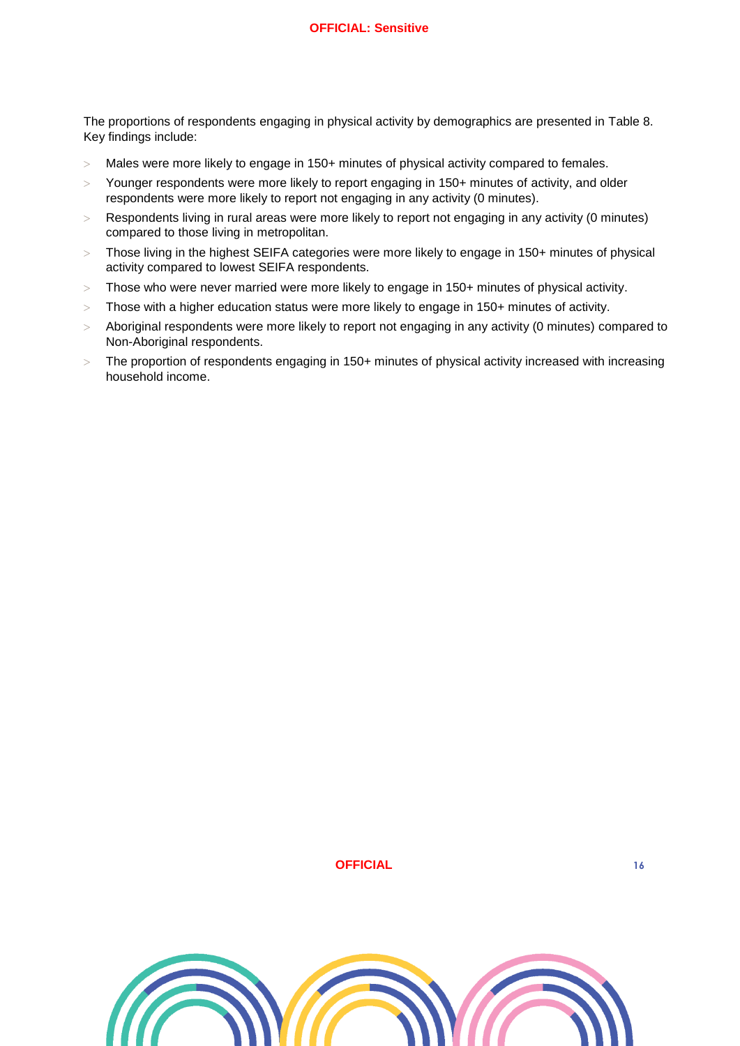The proportions of respondents engaging in physical activity by demographics are presented in Table 8. Key findings include:

- Males were more likely to engage in 150+ minutes of physical activity compared to females.
- Younger respondents were more likely to report engaging in 150+ minutes of activity, and older respondents were more likely to report not engaging in any activity (0 minutes).
- Respondents living in rural areas were more likely to report not engaging in any activity (0 minutes) compared to those living in metropolitan.
- Those living in the highest SEIFA categories were more likely to engage in 150+ minutes of physical activity compared to lowest SEIFA respondents.
- Those who were never married were more likely to engage in 150+ minutes of physical activity.
- Those with a higher education status were more likely to engage in 150+ minutes of activity.
- Aboriginal respondents were more likely to report not engaging in any activity (0 minutes) compared to Non-Aboriginal respondents.
- The proportion of respondents engaging in 150+ minutes of physical activity increased with increasing household income.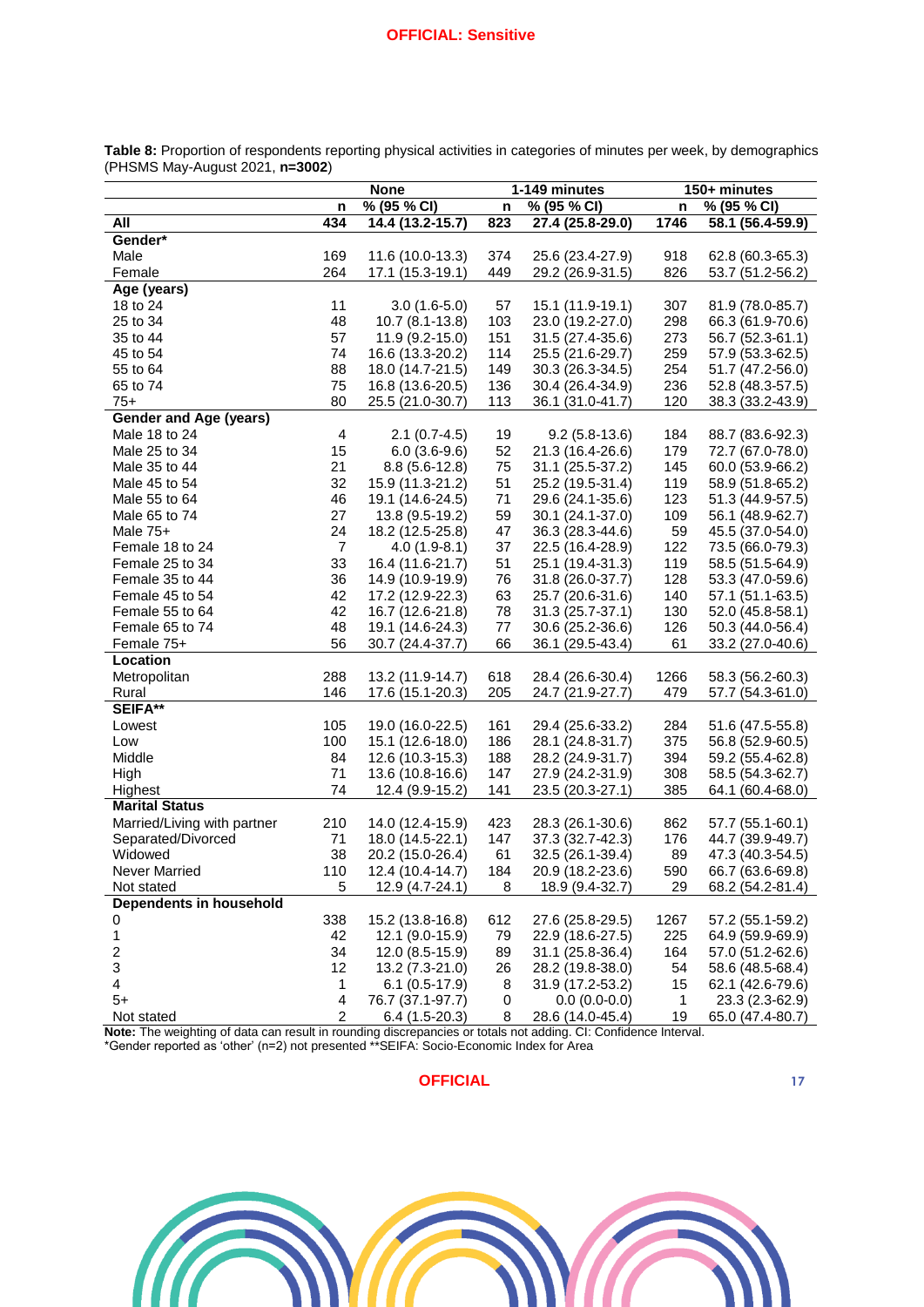**Table 8:** Proportion of respondents reporting physical activities in categories of minutes per week, by demographics (PHSMS May-August 2021, **n=3002**)

| | None | | 1-149 minutes | | 150+ minutes | |
|---|---|---|---|---|---|---|
| | n | % (95 % CI) | n | % (95 % CI) | n | % (95 % CI) |
| **All** | **434** | **14.4 (13.2-15.7)** | **823** | **27.4 (25.8-29.0)** | **1746** | **58.1 (56.4-59.9)** |
| **Gender*** | | | | | | |
| Male | 169 | 11.6 (10.0-13.3) | 374 | 25.6 (23.4-27.9) | 918 | 62.8 (60.3-65.3) |
| Female | 264 | 17.1 (15.3-19.1) | 449 | 29.2 (26.9-31.5) | 826 | 53.7 (51.2-56.2) |
| **Age (years)** | | | | | | |
| 18 to 24 | 11 | 3.0 (1.6-5.0) | 57 | 15.1 (11.9-19.1) | 307 | 81.9 (78.0-85.7) |
| 25 to 34 | 48 | 10.7 (8.1-13.8) | 103 | 23.0 (19.2-27.0) | 298 | 66.3 (61.9-70.6) |
| 35 to 44 | 57 | 11.9 (9.2-15.0) | 151 | 31.5 (27.4-35.6) | 273 | 56.7 (52.3-61.1) |
| 45 to 54 | 74 | 16.6 (13.3-20.2) | 114 | 25.5 (21.6-29.7) | 259 | 57.9 (53.3-62.5) |
| 55 to 64 | 88 | 18.0 (14.7-21.5) | 149 | 30.3 (26.3-34.5) | 254 | 51.7 (47.2-56.0) |
| 65 to 74 | 75 | 16.8 (13.6-20.5) | 136 | 30.4 (26.4-34.9) | 236 | 52.8 (48.3-57.5) |
| 75+ | 80 | 25.5 (21.0-30.7) | 113 | 36.1 (31.0-41.7) | 120 | 38.3 (33.2-43.9) |
| **Gender and Age (years)** | | | | | | |
| Male 18 to 24 | 4 | 2.1 (0.7-4.5) | 19 | 9.2 (5.8-13.6) | 184 | 88.7 (83.6-92.3) |
| Male 25 to 34 | 15 | 6.0 (3.6-9.6) | 52 | 21.3 (16.4-26.6) | 179 | 72.7 (67.0-78.0) |
| Male 35 to 44 | 21 | 8.8 (5.6-12.8) | 75 | 31.1 (25.5-37.2) | 145 | 60.0 (53.9-66.2) |
| Male 45 to 54 | 32 | 15.9 (11.3-21.2) | 51 | 25.2 (19.5-31.4) | 119 | 58.9 (51.8-65.2) |
| Male 55 to 64 | 46 | 19.1 (14.6-24.5) | 71 | 29.6 (24.1-35.6) | 123 | 51.3 (44.9-57.5) |
| Male 65 to 74 | 27 | 13.8 (9.5-19.2) | 59 | 30.1 (24.1-37.0) | 109 | 56.1 (48.9-62.7) |
| Male 75+ | 24 | 18.2 (12.5-25.8) | 47 | 36.3 (28.3-44.6) | 59 | 45.5 (37.0-54.0) |
| Female 18 to 24 | 7 | 4.0 (1.9-8.1) | 37 | 22.5 (16.4-28.9) | 122 | 73.5 (66.0-79.3) |
| Female 25 to 34 | 33 | 16.4 (11.6-21.7) | 51 | 25.1 (19.4-31.3) | 119 | 58.5 (51.5-64.9) |
| Female 35 to 44 | 36 | 14.9 (10.9-19.9) | 76 | 31.8 (26.0-37.7) | 128 | 53.3 (47.0-59.6) |
| Female 45 to 54 | 42 | 17.2 (12.9-22.3) | 63 | 25.7 (20.6-31.6) | 140 | 57.1 (51.1-63.5) |
| Female 55 to 64 | 42 | 16.7 (12.6-21.8) | 78 | 31.3 (25.7-37.1) | 130 | 52.0 (45.8-58.1) |
| Female 65 to 74 | 48 | 19.1 (14.6-24.3) | 77 | 30.6 (25.2-36.6) | 126 | 50.3 (44.0-56.4) |
| Female 75+ | 56 | 30.7 (24.4-37.7) | 66 | 36.1 (29.5-43.4) | 61 | 33.2 (27.0-40.6) |
| **Location** | | | | | | |
| Metropolitan | 288 | 13.2 (11.9-14.7) | 618 | 28.4 (26.6-30.4) | 1266 | 58.3 (56.2-60.3) |
| Rural | 146 | 17.6 (15.1-20.3) | 205 | 24.7 (21.9-27.7) | 479 | 57.7 (54.3-61.0) |
| **SEIFA**** | | | | | | |
| Lowest | 105 | 19.0 (16.0-22.5) | 161 | 29.4 (25.6-33.2) | 284 | 51.6 (47.5-55.8) |
| Low | 100 | 15.1 (12.6-18.0) | 186 | 28.1 (24.8-31.7) | 375 | 56.8 (52.9-60.5) |
| Middle | 84 | 12.6 (10.3-15.3) | 188 | 28.2 (24.9-31.7) | 394 | 59.2 (55.4-62.8) |
| High | 71 | 13.6 (10.8-16.6) | 147 | 27.9 (24.2-31.9) | 308 | 58.5 (54.3-62.7) |
| Highest | 74 | 12.4 (9.9-15.2) | 141 | 23.5 (20.3-27.1) | 385 | 64.1 (60.4-68.0) |
| **Marital Status** | | | | | | |
| Married/Living with partner | 210 | 14.0 (12.4-15.9) | 423 | 28.3 (26.1-30.6) | 862 | 57.7 (55.1-60.1) |
| Separated/Divorced | 71 | 18.0 (14.5-22.1) | 147 | 37.3 (32.7-42.3) | 176 | 44.7 (39.9-49.7) |
| Widowed | 38 | 20.2 (15.0-26.4) | 61 | 32.5 (26.1-39.4) | 89 | 47.3 (40.3-54.5) |
| Never Married | 110 | 12.4 (10.4-14.7) | 184 | 20.9 (18.2-23.6) | 590 | 66.7 (63.6-69.8) |
| Not stated | 5 | 12.9 (4.7-24.1) | 8 | 18.9 (9.4-32.7) | 29 | 68.2 (54.2-81.4) |
| **Dependents in household** | | | | | | |
| 0 | 338 | 15.2 (13.8-16.8) | 612 | 27.6 (25.8-29.5) | 1267 | 57.2 (55.1-59.2) |
| 1 | 42 | 12.1 (9.0-15.9) | 79 | 22.9 (18.6-27.5) | 225 | 64.9 (59.9-69.9) |
| 2 | 34 | 12.0 (8.5-15.9) | 89 | 31.1 (25.8-36.4) | 164 | 57.0 (51.2-62.6) |
| 3 | 12 | 13.2 (7.3-21.0) | 26 | 28.2 (19.8-38.0) | 54 | 58.6 (48.5-68.4) |
| 4 | 1 | 6.1 (0.5-17.9) | 8 | 31.9 (17.2-53.2) | 15 | 62.1 (42.6-79.6) |
| 5+ | 4 | 76.7 (37.1-97.7) | 0 | 0.0 (0.0-0.0) | 1 | 23.3 (2.3-62.9) |
| Not stated | 2 | 6.4 (1.5-20.3) | 8 | 28.6 (14.0-45.4) | 19 | 65.0 (47.4-80.7) |

**Note:** The weighting of data can result in rounding discrepancies or totals not adding. CI: Confidence Interval.
*Gender reported as 'other' (n=2) not presented **SEIFA: Socio-Economic Index for Area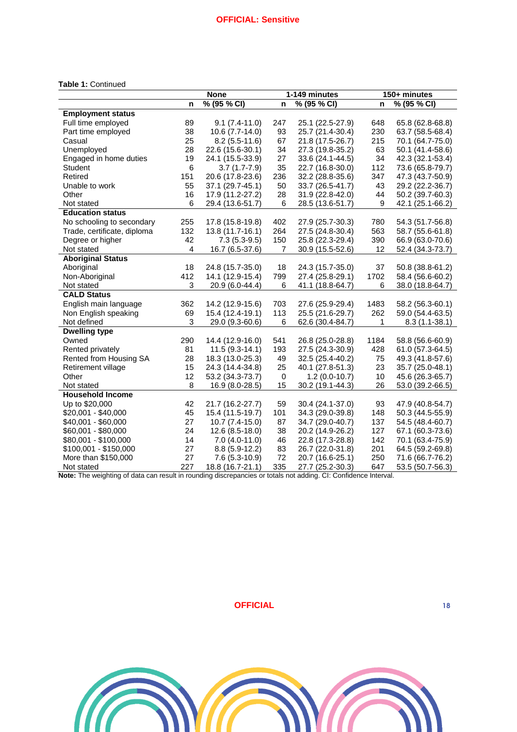**Table 1:** Continued

| | None | | 1-149 minutes | | 150+ minutes | |
|---|---|---|---|---|---|---|
| | n | % (95 % CI) | n | % (95 % CI) | n | % (95 % CI) |
| **Employment status** | | | | | | |
| Full time employed | 89 | 9.1 (7.4-11.0) | 247 | 25.1 (22.5-27.9) | 648 | 65.8 (62.8-68.8) |
| Part time employed | 38 | 10.6 (7.7-14.0) | 93 | 25.7 (21.4-30.4) | 230 | 63.7 (58.5-68.4) |
| Casual | 25 | 8.2 (5.5-11.6) | 67 | 21.8 (17.5-26.7) | 215 | 70.1 (64.7-75.0) |
| Unemployed | 28 | 22.6 (15.6-30.1) | 34 | 27.3 (19.8-35.2) | 63 | 50.1 (41.4-58.6) |
| Engaged in home duties | 19 | 24.1 (15.5-33.9) | 27 | 33.6 (24.1-44.5) | 34 | 42.3 (32.1-53.4) |
| Student | 6 | 3.7 (1.7-7.9) | 35 | 22.7 (16.8-30.0) | 112 | 73.6 (65.8-79.7) |
| Retired | 151 | 20.6 (17.8-23.6) | 236 | 32.2 (28.8-35.6) | 347 | 47.3 (43.7-50.9) |
| Unable to work | 55 | 37.1 (29.7-45.1) | 50 | 33.7 (26.5-41.7) | 43 | 29.2 (22.2-36.7) |
| Other | 16 | 17.9 (11.2-27.2) | 28 | 31.9 (22.8-42.0) | 44 | 50.2 (39.7-60.3) |
| Not stated | 6 | 29.4 (13.6-51.7) | 6 | 28.5 (13.6-51.7) | 9 | 42.1 (25.1-66.2) |
| **Education status** | | | | | | |
| No schooling to secondary | 255 | 17.8 (15.8-19.8) | 402 | 27.9 (25.7-30.3) | 780 | 54.3 (51.7-56.8) |
| Trade, certificate, diploma | 132 | 13.8 (11.7-16.1) | 264 | 27.5 (24.8-30.4) | 563 | 58.7 (55.6-61.8) |
| Degree or higher | 42 | 7.3 (5.3-9.5) | 150 | 25.8 (22.3-29.4) | 390 | 66.9 (63.0-70.6) |
| Not stated | 4 | 16.7 (6.5-37.6) | 7 | 30.9 (15.5-52.6) | 12 | 52.4 (34.3-73.7) |
| **Aboriginal Status** | | | | | | |
| Aboriginal | 18 | 24.8 (15.7-35.0) | 18 | 24.3 (15.7-35.0) | 37 | 50.8 (38.8-61.2) |
| Non-Aboriginal | 412 | 14.1 (12.9-15.4) | 799 | 27.4 (25.8-29.1) | 1702 | 58.4 (56.6-60.2) |
| Not stated | 3 | 20.9 (6.0-44.4) | 6 | 41.1 (18.8-64.7) | 6 | 38.0 (18.8-64.7) |
| **CALD Status** | | | | | | |
| English main language | 362 | 14.2 (12.9-15.6) | 703 | 27.6 (25.9-29.4) | 1483 | 58.2 (56.3-60.1) |
| Non English speaking | 69 | 15.4 (12.4-19.1) | 113 | 25.5 (21.6-29.7) | 262 | 59.0 (54.4-63.5) |
| Not defined | 3 | 29.0 (9.3-60.6) | 6 | 62.6 (30.4-84.7) | 1 | 8.3 (1.1-38.1) |
| **Dwelling type** | | | | | | |
| Owned | 290 | 14.4 (12.9-16.0) | 541 | 26.8 (25.0-28.8) | 1184 | 58.8 (56.6-60.9) |
| Rented privately | 81 | 11.5 (9.3-14.1) | 193 | 27.5 (24.3-30.9) | 428 | 61.0 (57.3-64.5) |
| Rented from Housing SA | 28 | 18.3 (13.0-25.3) | 49 | 32.5 (25.4-40.2) | 75 | 49.3 (41.8-57.6) |
| Retirement village | 15 | 24.3 (14.4-34.8) | 25 | 40.1 (27.8-51.3) | 23 | 35.7 (25.0-48.1) |
| Other | 12 | 53.2 (34.3-73.7) | 0 | 1.2 (0.0-10.7) | 10 | 45.6 (26.3-65.7) |
| Not stated | 8 | 16.9 (8.0-28.5) | 15 | 30.2 (19.1-44.3) | 26 | 53.0 (39.2-66.5) |
| **Household Income** | | | | | | |
| Up to $20,000 | 42 | 21.7 (16.2-27.7) | 59 | 30.4 (24.1-37.0) | 93 | 47.9 (40.8-54.7) |
| $20,001 - $40,000 | 45 | 15.4 (11.5-19.7) | 101 | 34.3 (29.0-39.8) | 148 | 50.3 (44.5-55.9) |
| $40,001 - $60,000 | 27 | 10.7 (7.4-15.0) | 87 | 34.7 (29.0-40.7) | 137 | 54.5 (48.4-60.7) |
| $60,001 - $80,000 | 24 | 12.6 (8.5-18.0) | 38 | 20.2 (14.9-26.2) | 127 | 67.1 (60.3-73.6) |
| $80,001 - $100,000 | 14 | 7.0 (4.0-11.0) | 46 | 22.8 (17.3-28.8) | 142 | 70.1 (63.4-75.9) |
| $100,001 - $150,000 | 27 | 8.8 (5.9-12.2) | 83 | 26.7 (22.0-31.8) | 201 | 64.5 (59.2-69.8) |
| More than $150,000 | 27 | 7.6 (5.3-10.9) | 72 | 20.7 (16.6-25.1) | 250 | 71.6 (66.7-76.2) |
| Not stated | 227 | 18.8 (16.7-21.1) | 335 | 27.7 (25.2-30.3) | 647 | 53.5 (50.7-56.3) |

**Note:** The weighting of data can result in rounding discrepancies or totals not adding. CI: Confidence Interval.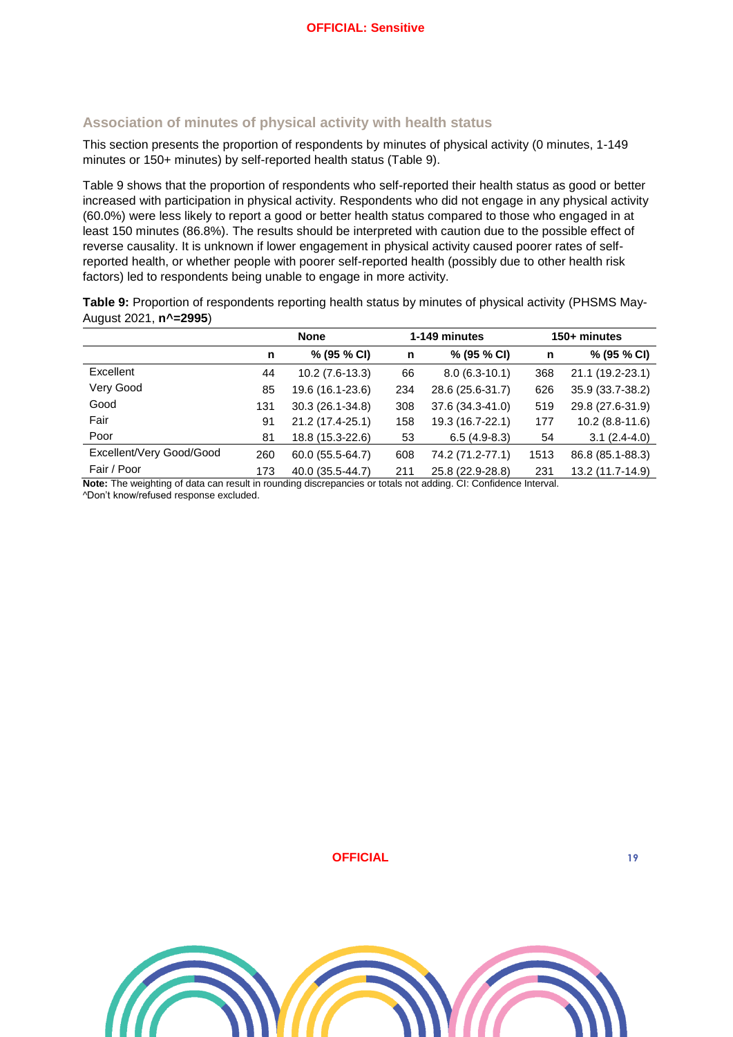## Association of minutes of physical activity with health status

This section presents the proportion of respondents by minutes of physical activity (0 minutes, 1-149 minutes or 150+ minutes) by self-reported health status (Table 9).

Table 9 shows that the proportion of respondents who self-reported their health status as good or better increased with participation in physical activity. Respondents who did not engage in any physical activity (60.0%) were less likely to report a good or better health status compared to those who engaged in at least 150 minutes (86.8%). The results should be interpreted with caution due to the possible effect of reverse causality. It is unknown if lower engagement in physical activity caused poorer rates of self-reported health, or whether people with poorer self-reported health (possibly due to other health risk factors) led to respondents being unable to engage in more activity.

**Table 9:** Proportion of respondents reporting health status by minutes of physical activity (PHSMS May-August 2021, **n^=2995**)

| | None | | 1-149 minutes | | 150+ minutes | |
|---|---|---|---|---|---|---|
| | **n** | **% (95 % CI)** | **n** | **% (95 % CI)** | **n** | **% (95 % CI)** |
| Excellent | 44 | 10.2 (7.6-13.3) | 66 | 8.0 (6.3-10.1) | 368 | 21.1 (19.2-23.1) |
| Very Good | 85 | 19.6 (16.1-23.6) | 234 | 28.6 (25.6-31.7) | 626 | 35.9 (33.7-38.2) |
| Good | 131 | 30.3 (26.1-34.8) | 308 | 37.6 (34.3-41.0) | 519 | 29.8 (27.6-31.9) |
| Fair | 91 | 21.2 (17.4-25.1) | 158 | 19.3 (16.7-22.1) | 177 | 10.2 (8.8-11.6) |
| Poor | 81 | 18.8 (15.3-22.6) | 53 | 6.5 (4.9-8.3) | 54 | 3.1 (2.4-4.0) |
| Excellent/Very Good/Good | 260 | 60.0 (55.5-64.7) | 608 | 74.2 (71.2-77.1) | 1513 | 86.8 (85.1-88.3) |
| Fair / Poor | 173 | 40.0 (35.5-44.7) | 211 | 25.8 (22.9-28.8) | 231 | 13.2 (11.7-14.9) |

**Note:** The weighting of data can result in rounding discrepancies or totals not adding. CI: Confidence Interval.
^Don't know/refused response excluded.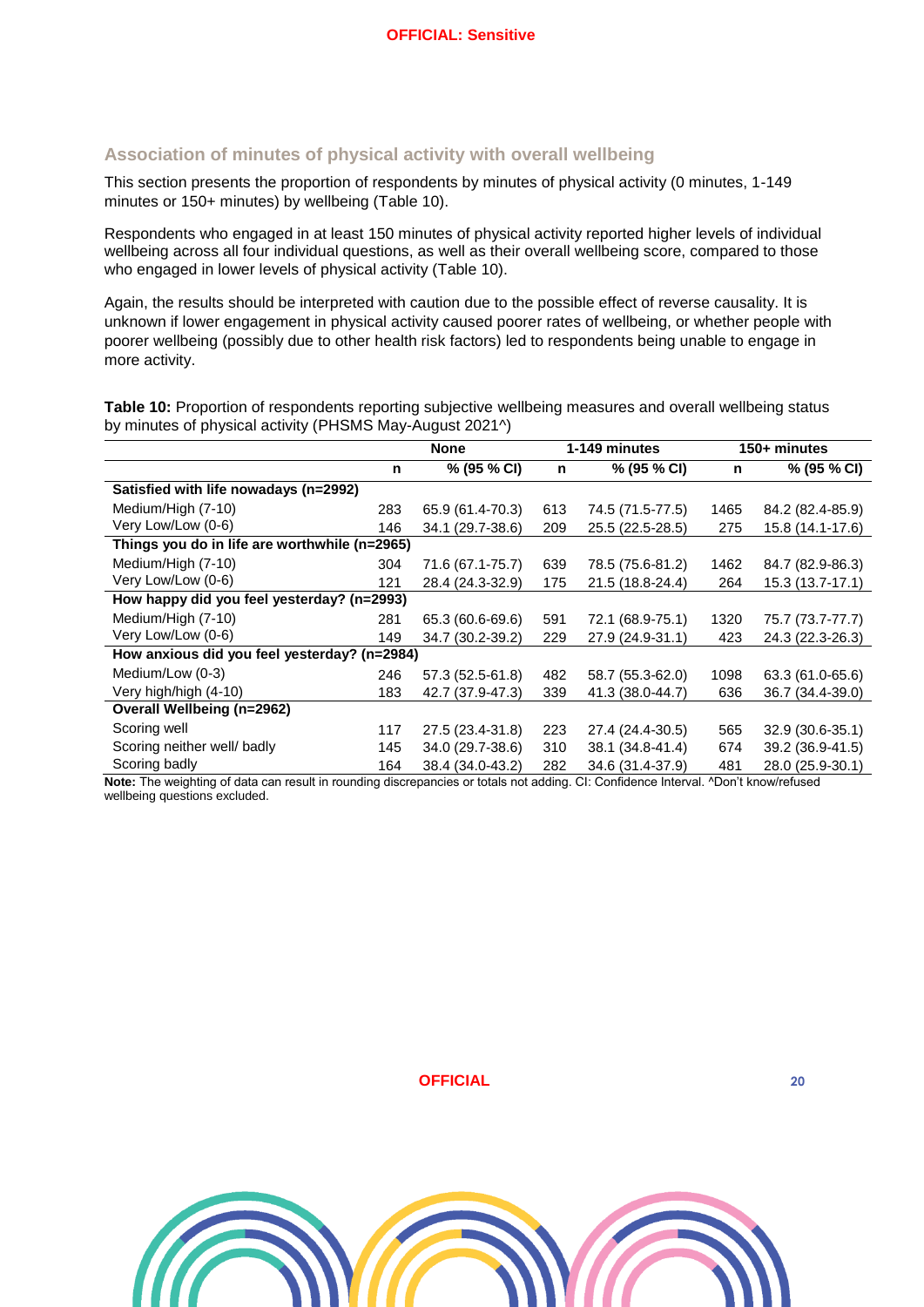## Association of minutes of physical activity with overall wellbeing

This section presents the proportion of respondents by minutes of physical activity (0 minutes, 1-149 minutes or 150+ minutes) by wellbeing (Table 10).

Respondents who engaged in at least 150 minutes of physical activity reported higher levels of individual wellbeing across all four individual questions, as well as their overall wellbeing score, compared to those who engaged in lower levels of physical activity (Table 10).

Again, the results should be interpreted with caution due to the possible effect of reverse causality. It is unknown if lower engagement in physical activity caused poorer rates of wellbeing, or whether people with poorer wellbeing (possibly due to other health risk factors) led to respondents being unable to engage in more activity.

**Table 10:** Proportion of respondents reporting subjective wellbeing measures and overall wellbeing status by minutes of physical activity (PHSMS May-August 2021^)

| | None | | 1-149 minutes | | 150+ minutes | |
|---|---|---|---|---|---|---|
| | **n** | **% (95 % CI)** | **n** | **% (95 % CI)** | **n** | **% (95 % CI)** |
| **Satisfied with life nowadays (n=2992)** | | | | | | |
| Medium/High (7-10) | 283 | 65.9 (61.4-70.3) | 613 | 74.5 (71.5-77.5) | 1465 | 84.2 (82.4-85.9) |
| Very Low/Low (0-6) | 146 | 34.1 (29.7-38.6) | 209 | 25.5 (22.5-28.5) | 275 | 15.8 (14.1-17.6) |
| **Things you do in life are worthwhile (n=2965)** | | | | | | |
| Medium/High (7-10) | 304 | 71.6 (67.1-75.7) | 639 | 78.5 (75.6-81.2) | 1462 | 84.7 (82.9-86.3) |
| Very Low/Low (0-6) | 121 | 28.4 (24.3-32.9) | 175 | 21.5 (18.8-24.4) | 264 | 15.3 (13.7-17.1) |
| **How happy did you feel yesterday? (n=2993)** | | | | | | |
| Medium/High (7-10) | 281 | 65.3 (60.6-69.6) | 591 | 72.1 (68.9-75.1) | 1320 | 75.7 (73.7-77.7) |
| Very Low/Low (0-6) | 149 | 34.7 (30.2-39.2) | 229 | 27.9 (24.9-31.1) | 423 | 24.3 (22.3-26.3) |
| **How anxious did you feel yesterday? (n=2984)** | | | | | | |
| Medium/Low (0-3) | 246 | 57.3 (52.5-61.8) | 482 | 58.7 (55.3-62.0) | 1098 | 63.3 (61.0-65.6) |
| Very high/high (4-10) | 183 | 42.7 (37.9-47.3) | 339 | 41.3 (38.0-44.7) | 636 | 36.7 (34.4-39.0) |
| **Overall Wellbeing (n=2962)** | | | | | | |
| Scoring well | 117 | 27.5 (23.4-31.8) | 223 | 27.4 (24.4-30.5) | 565 | 32.9 (30.6-35.1) |
| Scoring neither well/ badly | 145 | 34.0 (29.7-38.6) | 310 | 38.1 (34.8-41.4) | 674 | 39.2 (36.9-41.5) |
| Scoring badly | 164 | 38.4 (34.0-43.2) | 282 | 34.6 (31.4-37.9) | 481 | 28.0 (25.9-30.1) |

**Note:** The weighting of data can result in rounding discrepancies or totals not adding. CI: Confidence Interval. ^Don't know/refused wellbeing questions excluded.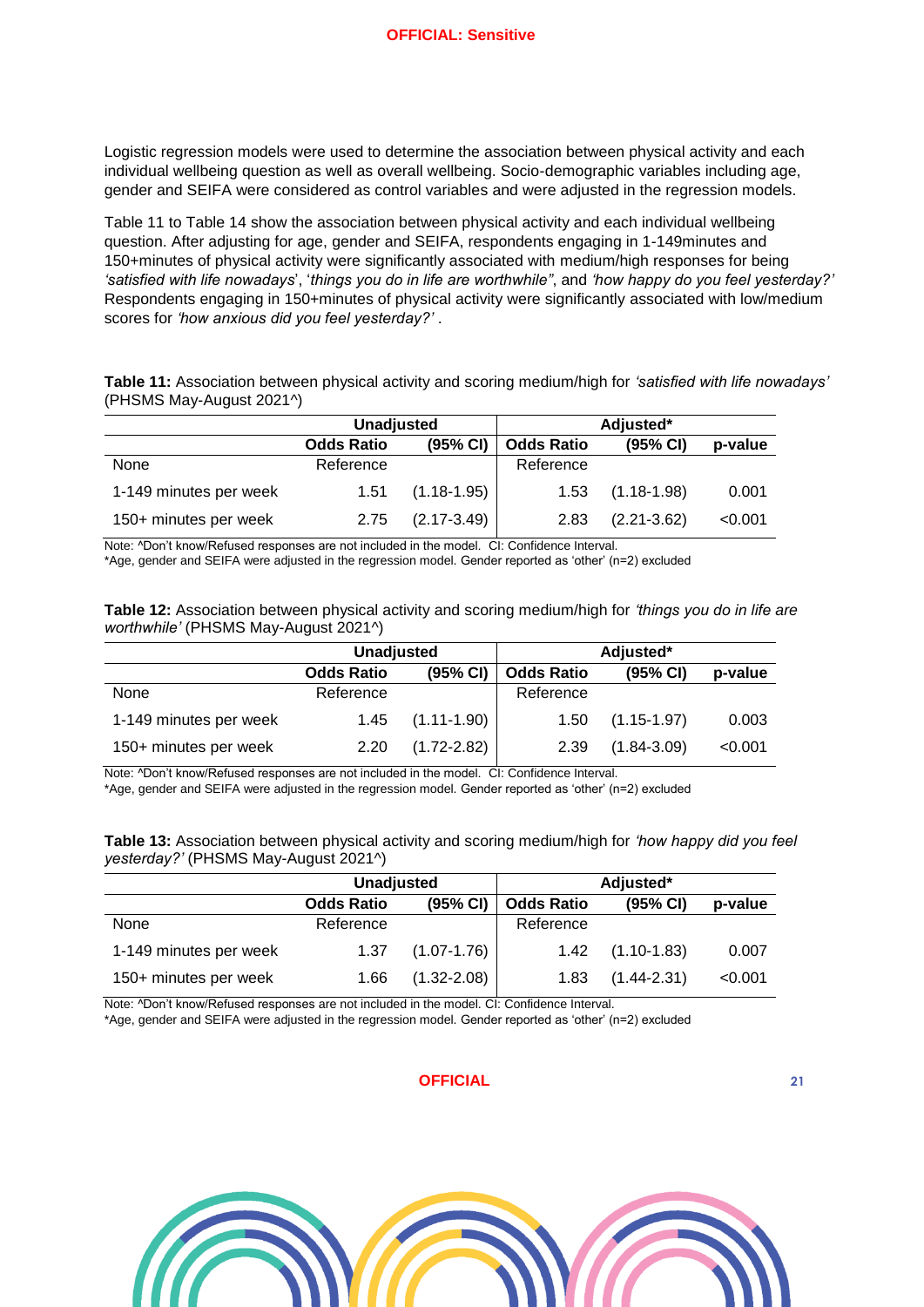Logistic regression models were used to determine the association between physical activity and each individual wellbeing question as well as overall wellbeing. Socio-demographic variables including age, gender and SEIFA were considered as control variables and were adjusted in the regression models.

Table 11 to Table 14 show the association between physical activity and each individual wellbeing question. After adjusting for age, gender and SEIFA, respondents engaging in 1-149minutes and 150+minutes of physical activity were significantly associated with medium/high responses for being *'satisfied with life nowadays*', '*things you do in life are worthwhile"*, and *'how happy do you feel yesterday?'* Respondents engaging in 150+minutes of physical activity were significantly associated with low/medium scores for *'how anxious did you feel yesterday?'* .

**Table 11:** Association between physical activity and scoring medium/high for *'satisfied with life nowadays'* (PHSMS May-August 2021^)

| | Unadjusted | | Adjusted* | | |
|---|---|---|---|---|---|
| | **Odds Ratio** | **(95% CI)** | **Odds Ratio** | **(95% CI)** | **p-value** |
| None | Reference | | Reference | | |
| 1-149 minutes per week | 1.51 | (1.18-1.95) | 1.53 | (1.18-1.98) | 0.001 |
| 150+ minutes per week | 2.75 | (2.17-3.49) | 2.83 | (2.21-3.62) | <0.001 |

Note: ^Don't know/Refused responses are not included in the model. CI: Confidence Interval.
*Age, gender and SEIFA were adjusted in the regression model. Gender reported as 'other' (n=2) excluded

**Table 12:** Association between physical activity and scoring medium/high for *'things you do in life are worthwhile'* (PHSMS May-August 2021^)

| | Unadjusted | | Adjusted* | | |
|---|---|---|---|---|---|
| | **Odds Ratio** | **(95% CI)** | **Odds Ratio** | **(95% CI)** | **p-value** |
| None | Reference | | Reference | | |
| 1-149 minutes per week | 1.45 | (1.11-1.90) | 1.50 | (1.15-1.97) | 0.003 |
| 150+ minutes per week | 2.20 | (1.72-2.82) | 2.39 | (1.84-3.09) | <0.001 |

Note: ^Don't know/Refused responses are not included in the model. CI: Confidence Interval.
*Age, gender and SEIFA were adjusted in the regression model. Gender reported as 'other' (n=2) excluded

**Table 13:** Association between physical activity and scoring medium/high for *'how happy did you feel yesterday?'* (PHSMS May-August 2021^)

| | Unadjusted | | Adjusted* | | |
|---|---|---|---|---|---|
| | **Odds Ratio** | **(95% CI)** | **Odds Ratio** | **(95% CI)** | **p-value** |
| None | Reference | | Reference | | |
| 1-149 minutes per week | 1.37 | (1.07-1.76) | 1.42 | (1.10-1.83) | 0.007 |
| 150+ minutes per week | 1.66 | (1.32-2.08) | 1.83 | (1.44-2.31) | <0.001 |

Note: ^Don't know/Refused responses are not included in the model. CI: Confidence Interval.
*Age, gender and SEIFA were adjusted in the regression model. Gender reported as 'other' (n=2) excluded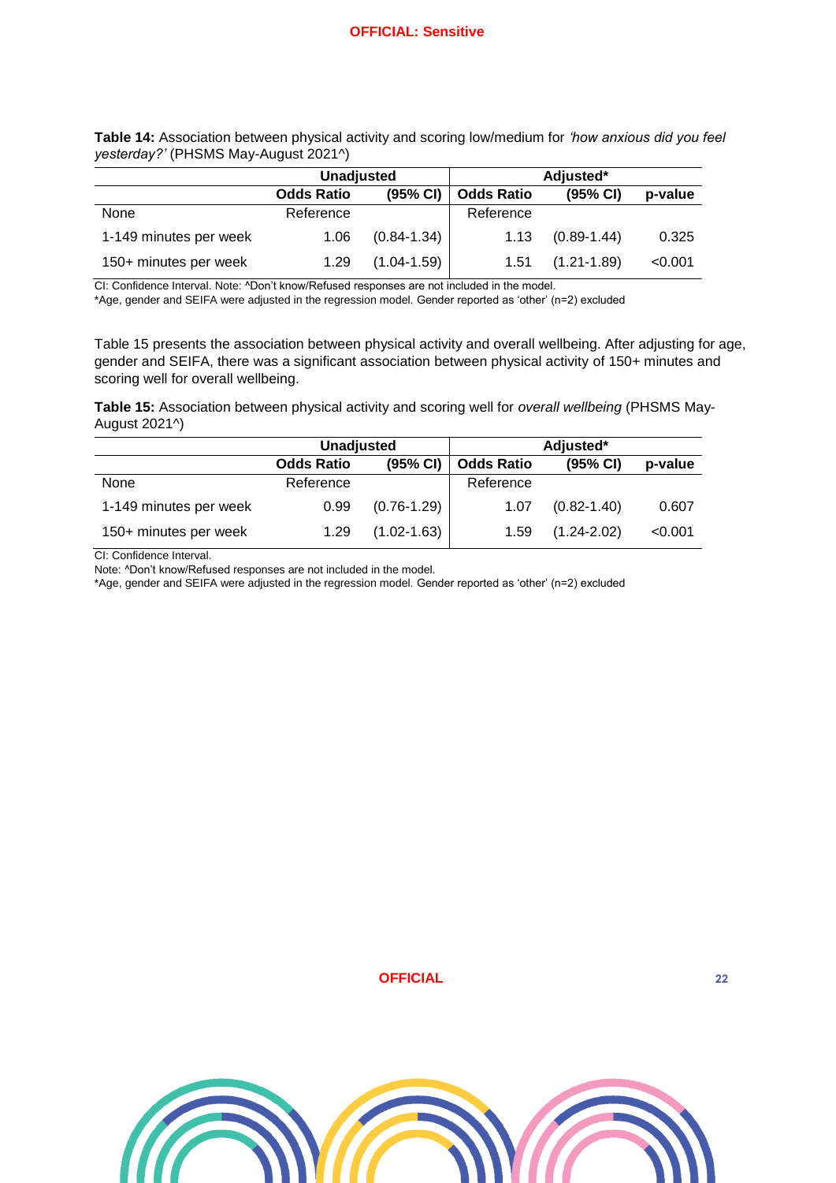**Table 14:** Association between physical activity and scoring low/medium for *'how anxious did you feel yesterday?'* (PHSMS May-August 2021^)

| | Unadjusted | | Adjusted* | | |
|---|---|---|---|---|---|
| | **Odds Ratio** | **(95% CI)** | **Odds Ratio** | **(95% CI)** | **p-value** |
| None | Reference | | Reference | | |
| 1-149 minutes per week | 1.06 | (0.84-1.34) | 1.13 | (0.89-1.44) | 0.325 |
| 150+ minutes per week | 1.29 | (1.04-1.59) | 1.51 | (1.21-1.89) | <0.001 |

CI: Confidence Interval. Note: ^Don't know/Refused responses are not included in the model.
*Age, gender and SEIFA were adjusted in the regression model. Gender reported as 'other' (n=2) excluded

Table 15 presents the association between physical activity and overall wellbeing. After adjusting for age, gender and SEIFA, there was a significant association between physical activity of 150+ minutes and scoring well for overall wellbeing.

**Table 15:** Association between physical activity and scoring well for *overall wellbeing* (PHSMS May-August 2021^)

| | Unadjusted | | Adjusted* | | |
|---|---|---|---|---|---|
| | **Odds Ratio** | **(95% CI)** | **Odds Ratio** | **(95% CI)** | **p-value** |
| None | Reference | | Reference | | |
| 1-149 minutes per week | 0.99 | (0.76-1.29) | 1.07 | (0.82-1.40) | 0.607 |
| 150+ minutes per week | 1.29 | (1.02-1.63) | 1.59 | (1.24-2.02) | <0.001 |

CI: Confidence Interval.
Note: ^Don't know/Refused responses are not included in the model.
*Age, gender and SEIFA were adjusted in the regression model. Gender reported as 'other' (n=2) excluded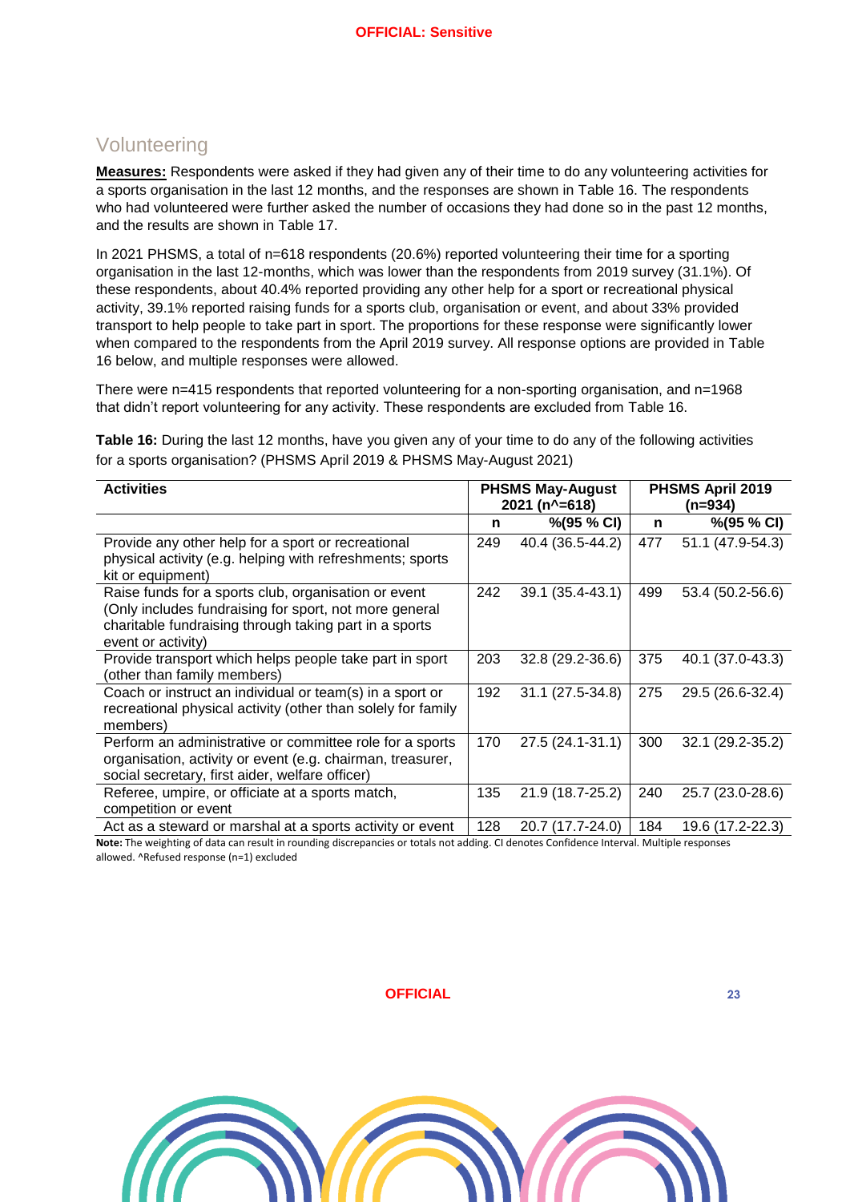## Volunteering

**Measures:** Respondents were asked if they had given any of their time to do any volunteering activities for a sports organisation in the last 12 months, and the responses are shown in Table 16. The respondents who had volunteered were further asked the number of occasions they had done so in the past 12 months, and the results are shown in Table 17.

In 2021 PHSMS, a total of n=618 respondents (20.6%) reported volunteering their time for a sporting organisation in the last 12-months, which was lower than the respondents from 2019 survey (31.1%). Of these respondents, about 40.4% reported providing any other help for a sport or recreational physical activity, 39.1% reported raising funds for a sports club, organisation or event, and about 33% provided transport to help people to take part in sport. The proportions for these response were significantly lower when compared to the respondents from the April 2019 survey. All response options are provided in Table 16 below, and multiple responses were allowed.

There were n=415 respondents that reported volunteering for a non-sporting organisation, and n=1968 that didn't report volunteering for any activity. These respondents are excluded from Table 16.

**Table 16:** During the last 12 months, have you given any of your time to do any of the following activities for a sports organisation? (PHSMS April 2019 & PHSMS May-August 2021)

| Activities | PHSMS May-August 2021 (n^=618) | | PHSMS April 2019 (n=934) | |
|---|---|---|---|---|
| | n | %(95 % CI) | n | %(95 % CI) |
| Provide any other help for a sport or recreational physical activity (e.g. helping with refreshments; sports kit or equipment) | 249 | 40.4 (36.5-44.2) | 477 | 51.1 (47.9-54.3) |
| Raise funds for a sports club, organisation or event (Only includes fundraising for sport, not more general charitable fundraising through taking part in a sports event or activity) | 242 | 39.1 (35.4-43.1) | 499 | 53.4 (50.2-56.6) |
| Provide transport which helps people take part in sport (other than family members) | 203 | 32.8 (29.2-36.6) | 375 | 40.1 (37.0-43.3) |
| Coach or instruct an individual or team(s) in a sport or recreational physical activity (other than solely for family members) | 192 | 31.1 (27.5-34.8) | 275 | 29.5 (26.6-32.4) |
| Perform an administrative or committee role for a sports organisation, activity or event (e.g. chairman, treasurer, social secretary, first aider, welfare officer) | 170 | 27.5 (24.1-31.1) | 300 | 32.1 (29.2-35.2) |
| Referee, umpire, or officiate at a sports match, competition or event | 135 | 21.9 (18.7-25.2) | 240 | 25.7 (23.0-28.6) |
| Act as a steward or marshal at a sports activity or event | 128 | 20.7 (17.7-24.0) | 184 | 19.6 (17.2-22.3) |

**Note:** The weighting of data can result in rounding discrepancies or totals not adding. CI denotes Confidence Interval. Multiple responses allowed. ^Refused response (n=1) excluded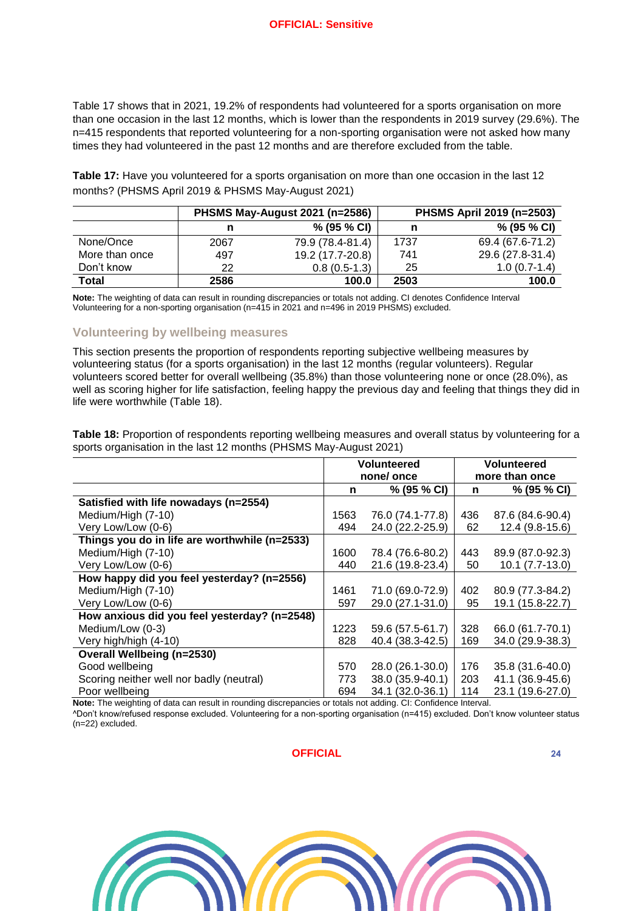Table 17 shows that in 2021, 19.2% of respondents had volunteered for a sports organisation on more than one occasion in the last 12 months, which is lower than the respondents in 2019 survey (29.6%). The n=415 respondents that reported volunteering for a non-sporting organisation were not asked how many times they had volunteered in the past 12 months and are therefore excluded from the table.

**Table 17:** Have you volunteered for a sports organisation on more than one occasion in the last 12 months? (PHSMS April 2019 & PHSMS May-August 2021)

| | PHSMS May-August 2021 (n=2586) | | PHSMS April 2019 (n=2503) | |
|---|---|---|---|---|
| | **n** | **% (95 % CI)** | **n** | **% (95 % CI)** |
| None/Once | 2067 | 79.9 (78.4-81.4) | 1737 | 69.4 (67.6-71.2) |
| More than once | 497 | 19.2 (17.7-20.8) | 741 | 29.6 (27.8-31.4) |
| Don't know | 22 | 0.8 (0.5-1.3) | 25 | 1.0 (0.7-1.4) |
| **Total** | **2586** | **100.0** | **2503** | **100.0** |

**Note:** The weighting of data can result in rounding discrepancies or totals not adding. CI denotes Confidence Interval
Volunteering for a non-sporting organisation (n=415 in 2021 and n=496 in 2019 PHSMS) excluded.

### Volunteering by wellbeing measures

This section presents the proportion of respondents reporting subjective wellbeing measures by volunteering status (for a sports organisation) in the last 12 months (regular volunteers). Regular volunteers scored better for overall wellbeing (35.8%) than those volunteering none or once (28.0%), as well as scoring higher for life satisfaction, feeling happy the previous day and feeling that things they did in life were worthwhile (Table 18).

**Table 18:** Proportion of respondents reporting wellbeing measures and overall status by volunteering for a sports organisation in the last 12 months (PHSMS May-August 2021)

| | Volunteered none/ once | | Volunteered more than once | |
|---|---|---|---|---|
| | **n** | **% (95 % CI)** | **n** | **% (95 % CI)** |
| **Satisfied with life nowadays (n=2554)** | | | | |
| Medium/High (7-10) | 1563 | 76.0 (74.1-77.8) | 436 | 87.6 (84.6-90.4) |
| Very Low/Low (0-6) | 494 | 24.0 (22.2-25.9) | 62 | 12.4 (9.8-15.6) |
| **Things you do in life are worthwhile (n=2533)** | | | | |
| Medium/High (7-10) | 1600 | 78.4 (76.6-80.2) | 443 | 89.9 (87.0-92.3) |
| Very Low/Low (0-6) | 440 | 21.6 (19.8-23.4) | 50 | 10.1 (7.7-13.0) |
| **How happy did you feel yesterday? (n=2556)** | | | | |
| Medium/High (7-10) | 1461 | 71.0 (69.0-72.9) | 402 | 80.9 (77.3-84.2) |
| Very Low/Low (0-6) | 597 | 29.0 (27.1-31.0) | 95 | 19.1 (15.8-22.7) |
| **How anxious did you feel yesterday? (n=2548)** | | | | |
| Medium/Low (0-3) | 1223 | 59.6 (57.5-61.7) | 328 | 66.0 (61.7-70.1) |
| Very high/high (4-10) | 828 | 40.4 (38.3-42.5) | 169 | 34.0 (29.9-38.3) |
| **Overall Wellbeing (n=2530)** | | | | |
| Good wellbeing | 570 | 28.0 (26.1-30.0) | 176 | 35.8 (31.6-40.0) |
| Scoring neither well nor badly (neutral) | 773 | 38.0 (35.9-40.1) | 203 | 41.1 (36.9-45.6) |
| Poor wellbeing | 694 | 34.1 (32.0-36.1) | 114 | 23.1 (19.6-27.0) |

**Note:** The weighting of data can result in rounding discrepancies or totals not adding. CI: Confidence Interval.
^Don't know/refused response excluded. Volunteering for a non-sporting organisation (n=415) excluded. Don't know volunteer status (n=22) excluded.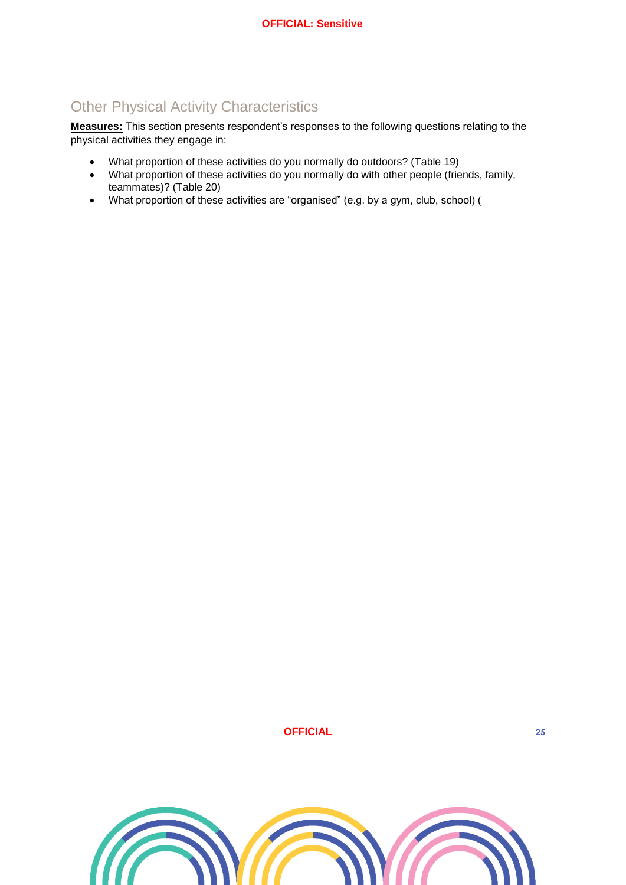## Other Physical Activity Characteristics

**Measures:** This section presents respondent's responses to the following questions relating to the physical activities they engage in:

- What proportion of these activities do you normally do outdoors? (Table 19)
- What proportion of these activities do you normally do with other people (friends, family, teammates)? (Table 20)
- What proportion of these activities are "organised" (e.g. by a gym, club, school) (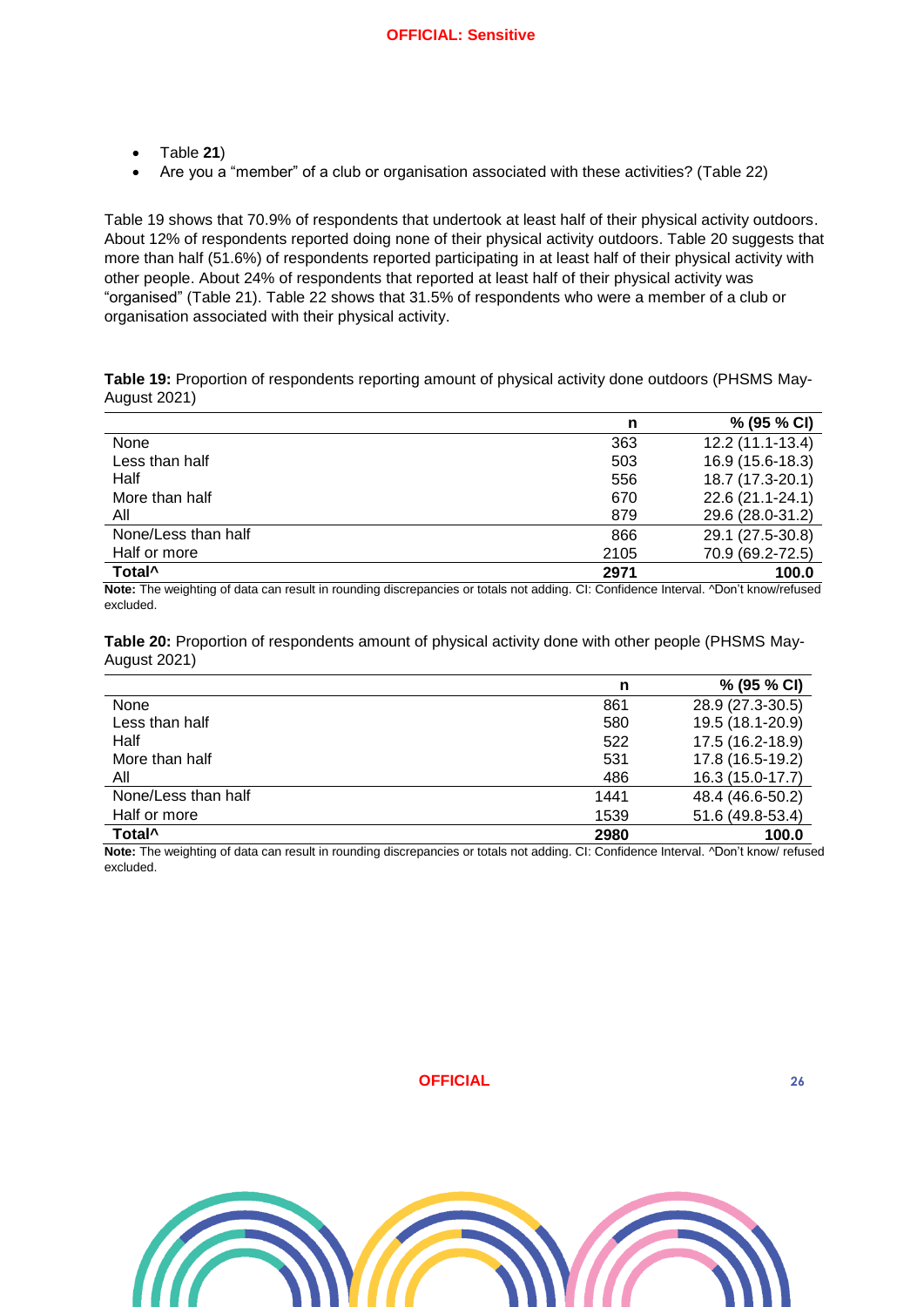- Table **21**)
- Are you a "member" of a club or organisation associated with these activities? (Table 22)

Table 19 shows that 70.9% of respondents that undertook at least half of their physical activity outdoors. About 12% of respondents reported doing none of their physical activity outdoors. Table 20 suggests that more than half (51.6%) of respondents reported participating in at least half of their physical activity with other people. About 24% of respondents that reported at least half of their physical activity was "organised" (Table 21). Table 22 shows that 31.5% of respondents who were a member of a club or organisation associated with their physical activity.

**Table 19:** Proportion of respondents reporting amount of physical activity done outdoors (PHSMS May-August 2021)

| | n | % (95 % CI) |
|---|---|---|
| None | 363 | 12.2 (11.1-13.4) |
| Less than half | 503 | 16.9 (15.6-18.3) |
| Half | 556 | 18.7 (17.3-20.1) |
| More than half | 670 | 22.6 (21.1-24.1) |
| All | 879 | 29.6 (28.0-31.2) |
| None/Less than half | 866 | 29.1 (27.5-30.8) |
| Half or more | 2105 | 70.9 (69.2-72.5) |
| **Total^** | **2971** | **100.0** |

**Note:** The weighting of data can result in rounding discrepancies or totals not adding. CI: Confidence Interval. ^Don't know/refused excluded.

**Table 20:** Proportion of respondents amount of physical activity done with other people (PHSMS May-August 2021)

| | n | % (95 % CI) |
|---|---|---|
| None | 861 | 28.9 (27.3-30.5) |
| Less than half | 580 | 19.5 (18.1-20.9) |
| Half | 522 | 17.5 (16.2-18.9) |
| More than half | 531 | 17.8 (16.5-19.2) |
| All | 486 | 16.3 (15.0-17.7) |
| None/Less than half | 1441 | 48.4 (46.6-50.2) |
| Half or more | 1539 | 51.6 (49.8-53.4) |
| **Total^** | **2980** | **100.0** |

**Note:** The weighting of data can result in rounding discrepancies or totals not adding. CI: Confidence Interval. ^Don't know/ refused excluded.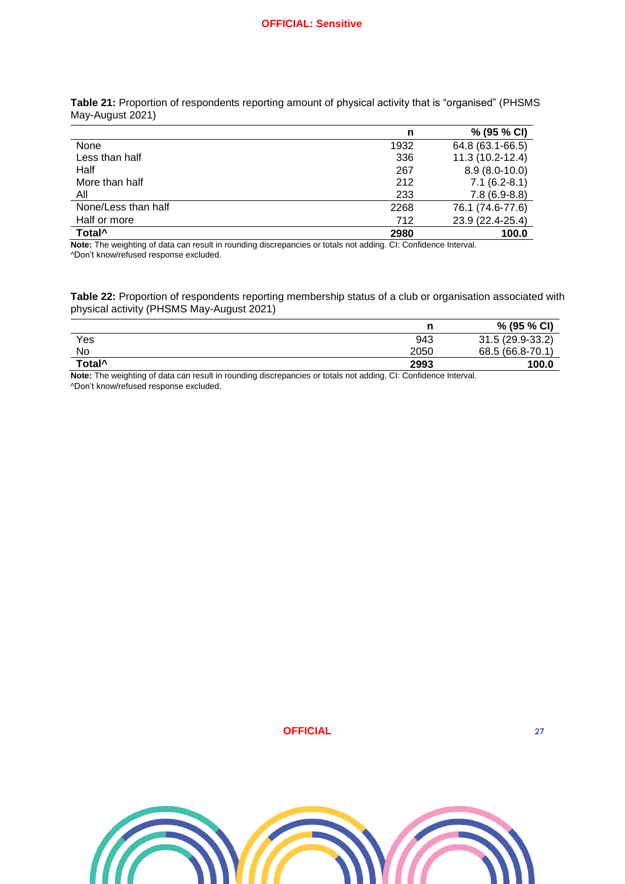**Table 21:** Proportion of respondents reporting amount of physical activity that is "organised" (PHSMS May-August 2021)

| | n | % (95 % CI) |
|---|---|---|
| None | 1932 | 64.8 (63.1-66.5) |
| Less than half | 336 | 11.3 (10.2-12.4) |
| Half | 267 | 8.9 (8.0-10.0) |
| More than half | 212 | 7.1 (6.2-8.1) |
| All | 233 | 7.8 (6.9-8.8) |
| None/Less than half | 2268 | 76.1 (74.6-77.6) |
| Half or more | 712 | 23.9 (22.4-25.4) |
| **Total^** | **2980** | **100.0** |

**Note:** The weighting of data can result in rounding discrepancies or totals not adding. CI: Confidence Interval.
^Don't know/refused response excluded.

**Table 22:** Proportion of respondents reporting membership status of a club or organisation associated with physical activity (PHSMS May-August 2021)

| | n | % (95 % CI) |
|---|---|---|
| Yes | 943 | 31.5 (29.9-33.2) |
| No | 2050 | 68.5 (66.8-70.1) |
| **Total^** | **2993** | **100.0** |

**Note:** The weighting of data can result in rounding discrepancies or totals not adding. CI: Confidence Interval.
^Don't know/refused response excluded.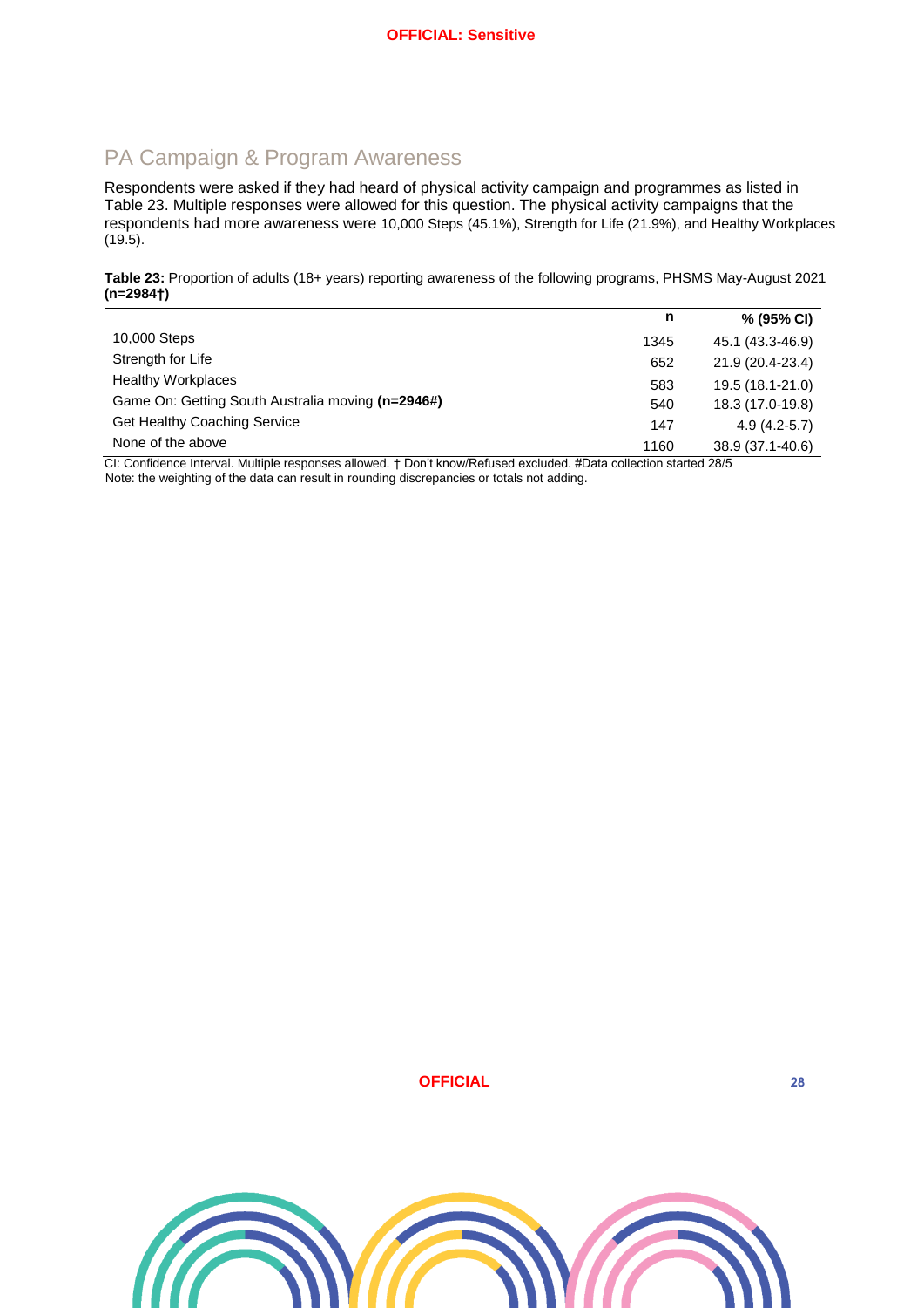## PA Campaign & Program Awareness

Respondents were asked if they had heard of physical activity campaign and programmes as listed in Table 23. Multiple responses were allowed for this question. The physical activity campaigns that the respondents had more awareness were 10,000 Steps (45.1%), Strength for Life (21.9%), and Healthy Workplaces (19.5).

**Table 23:** Proportion of adults (18+ years) reporting awareness of the following programs, PHSMS May-August 2021 **(n=2984†)**

| | n | % (95% CI) |
|---|---|---|
| 10,000 Steps | 1345 | 45.1 (43.3-46.9) |
| Strength for Life | 652 | 21.9 (20.4-23.4) |
| Healthy Workplaces | 583 | 19.5 (18.1-21.0) |
| Game On: Getting South Australia moving **(n=2946#)** | 540 | 18.3 (17.0-19.8) |
| Get Healthy Coaching Service | 147 | 4.9 (4.2-5.7) |
| None of the above | 1160 | 38.9 (37.1-40.6) |

CI: Confidence Interval. Multiple responses allowed. † Don't know/Refused excluded. #Data collection started 28/5
Note: the weighting of the data can result in rounding discrepancies or totals not adding.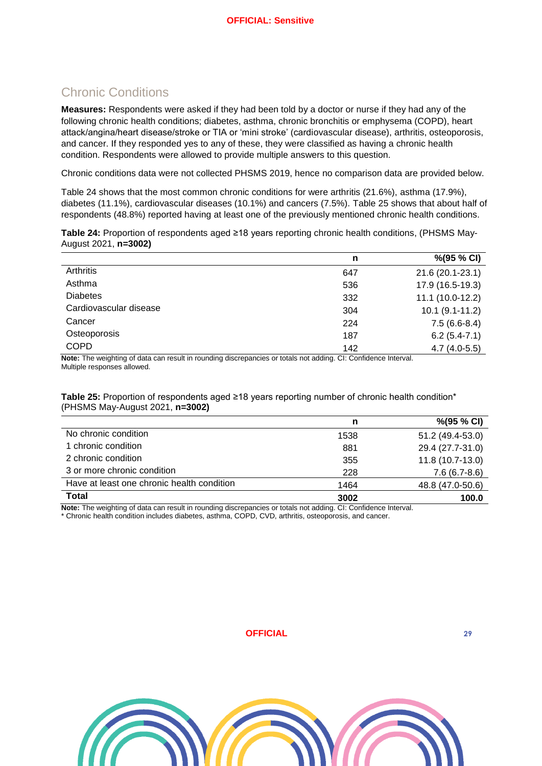## Chronic Conditions

**Measures:** Respondents were asked if they had been told by a doctor or nurse if they had any of the following chronic health conditions; diabetes, asthma, chronic bronchitis or emphysema (COPD), heart attack/angina/heart disease/stroke or TIA or 'mini stroke' (cardiovascular disease), arthritis, osteoporosis, and cancer. If they responded yes to any of these, they were classified as having a chronic health condition. Respondents were allowed to provide multiple answers to this question.

Chronic conditions data were not collected PHSMS 2019, hence no comparison data are provided below.

Table 24 shows that the most common chronic conditions for were arthritis (21.6%), asthma (17.9%), diabetes (11.1%), cardiovascular diseases (10.1%) and cancers (7.5%). Table 25 shows that about half of respondents (48.8%) reported having at least one of the previously mentioned chronic health conditions.

**Table 24:** Proportion of respondents aged ≥18 years reporting chronic health conditions, (PHSMS May-August 2021, **n=3002)**

| | n | %(95 % CI) |
|---|---|---|
| Arthritis | 647 | 21.6 (20.1-23.1) |
| Asthma | 536 | 17.9 (16.5-19.3) |
| Diabetes | 332 | 11.1 (10.0-12.2) |
| Cardiovascular disease | 304 | 10.1 (9.1-11.2) |
| Cancer | 224 | 7.5 (6.6-8.4) |
| Osteoporosis | 187 | 6.2 (5.4-7.1) |
| COPD | 142 | 4.7 (4.0-5.5) |

**Note:** The weighting of data can result in rounding discrepancies or totals not adding. CI: Confidence Interval. Multiple responses allowed.

**Table 25:** Proportion of respondents aged ≥18 years reporting number of chronic health condition* (PHSMS May-August 2021, **n=3002)**

| | n | %(95 % CI) |
|---|---|---|
| No chronic condition | 1538 | 51.2 (49.4-53.0) |
| 1 chronic condition | 881 | 29.4 (27.7-31.0) |
| 2 chronic condition | 355 | 11.8 (10.7-13.0) |
| 3 or more chronic condition | 228 | 7.6 (6.7-8.6) |
| Have at least one chronic health condition | 1464 | 48.8 (47.0-50.6) |
| **Total** | **3002** | **100.0** |

**Note:** The weighting of data can result in rounding discrepancies or totals not adding. CI: Confidence Interval.
* Chronic health condition includes diabetes, asthma, COPD, CVD, arthritis, osteoporosis, and cancer.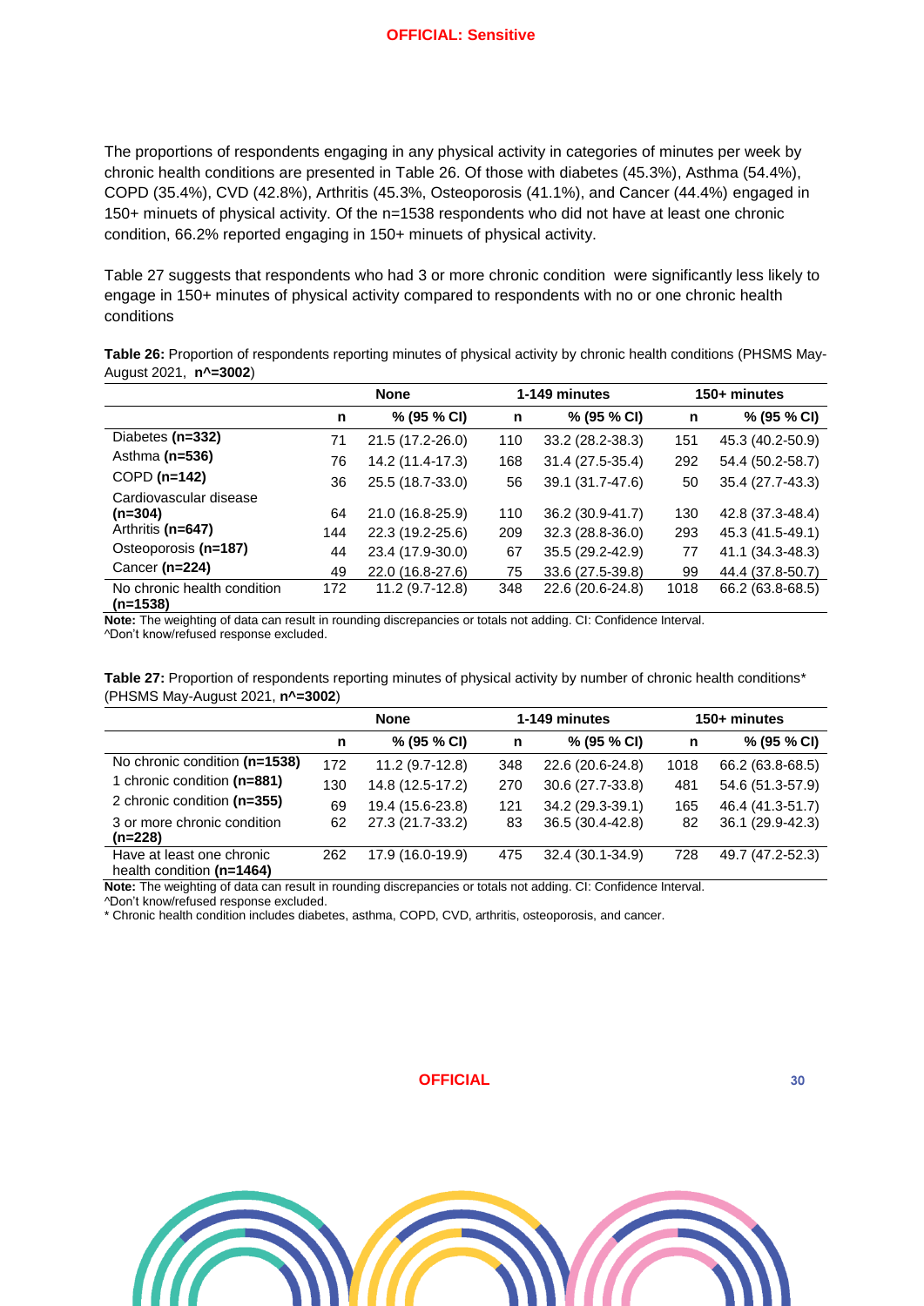The proportions of respondents engaging in any physical activity in categories of minutes per week by chronic health conditions are presented in Table 26. Of those with diabetes (45.3%), Asthma (54.4%), COPD (35.4%), CVD (42.8%), Arthritis (45.3%, Osteoporosis (41.1%), and Cancer (44.4%) engaged in 150+ minuets of physical activity. Of the n=1538 respondents who did not have at least one chronic condition, 66.2% reported engaging in 150+ minuets of physical activity.

Table 27 suggests that respondents who had 3 or more chronic condition were significantly less likely to engage in 150+ minutes of physical activity compared to respondents with no or one chronic health conditions

**Table 26:** Proportion of respondents reporting minutes of physical activity by chronic health conditions (PHSMS May-August 2021, **n^=3002**)

| | None | | 1-149 minutes | | 150+ minutes | |
|---|---|---|---|---|---|---|
| | n | % (95 % CI) | n | % (95 % CI) | n | % (95 % CI) |
| Diabetes **(n=332)** | 71 | 21.5 (17.2-26.0) | 110 | 33.2 (28.2-38.3) | 151 | 45.3 (40.2-50.9) |
| Asthma **(n=536)** | 76 | 14.2 (11.4-17.3) | 168 | 31.4 (27.5-35.4) | 292 | 54.4 (50.2-58.7) |
| COPD **(n=142)** | 36 | 25.5 (18.7-33.0) | 56 | 39.1 (31.7-47.6) | 50 | 35.4 (27.7-43.3) |
| Cardiovascular disease **(n=304)** | 64 | 21.0 (16.8-25.9) | 110 | 36.2 (30.9-41.7) | 130 | 42.8 (37.3-48.4) |
| Arthritis **(n=647)** | 144 | 22.3 (19.2-25.6) | 209 | 32.3 (28.8-36.0) | 293 | 45.3 (41.5-49.1) |
| Osteoporosis **(n=187)** | 44 | 23.4 (17.9-30.0) | 67 | 35.5 (29.2-42.9) | 77 | 41.1 (34.3-48.3) |
| Cancer **(n=224)** | 49 | 22.0 (16.8-27.6) | 75 | 33.6 (27.5-39.8) | 99 | 44.4 (37.8-50.7) |
| No chronic health condition **(n=1538)** | 172 | 11.2 (9.7-12.8) | 348 | 22.6 (20.6-24.8) | 1018 | 66.2 (63.8-68.5) |

**Note:** The weighting of data can result in rounding discrepancies or totals not adding. CI: Confidence Interval.
^Don't know/refused response excluded.

**Table 27:** Proportion of respondents reporting minutes of physical activity by number of chronic health conditions* (PHSMS May-August 2021, **n^=3002**)

| | None | | 1-149 minutes | | 150+ minutes | |
|---|---|---|---|---|---|---|
| | n | % (95 % CI) | n | % (95 % CI) | n | % (95 % CI) |
| No chronic condition **(n=1538)** | 172 | 11.2 (9.7-12.8) | 348 | 22.6 (20.6-24.8) | 1018 | 66.2 (63.8-68.5) |
| 1 chronic condition **(n=881)** | 130 | 14.8 (12.5-17.2) | 270 | 30.6 (27.7-33.8) | 481 | 54.6 (51.3-57.9) |
| 2 chronic condition **(n=355)** | 69 | 19.4 (15.6-23.8) | 121 | 34.2 (29.3-39.1) | 165 | 46.4 (41.3-51.7) |
| 3 or more chronic condition **(n=228)** | 62 | 27.3 (21.7-33.2) | 83 | 36.5 (30.4-42.8) | 82 | 36.1 (29.9-42.3) |
| Have at least one chronic health condition **(n=1464)** | 262 | 17.9 (16.0-19.9) | 475 | 32.4 (30.1-34.9) | 728 | 49.7 (47.2-52.3) |

**Note:** The weighting of data can result in rounding discrepancies or totals not adding. CI: Confidence Interval.
^Don't know/refused response excluded.
* Chronic health condition includes diabetes, asthma, COPD, CVD, arthritis, osteoporosis, and cancer.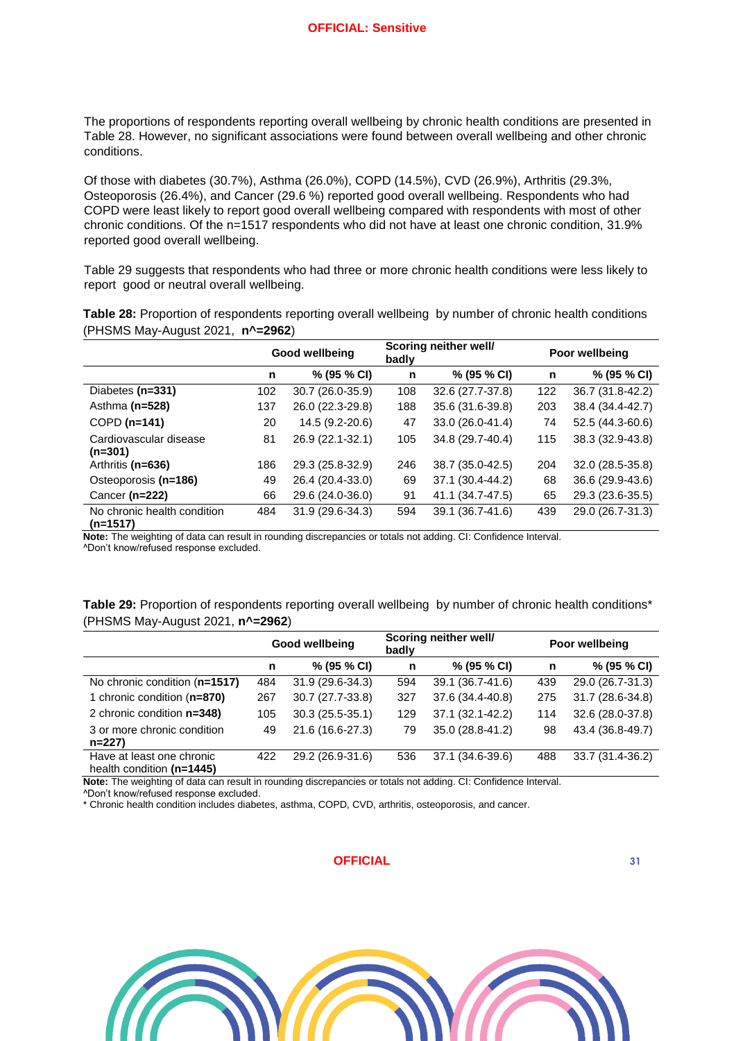The proportions of respondents reporting overall wellbeing by chronic health conditions are presented in Table 28. However, no significant associations were found between overall wellbeing and other chronic conditions.

Of those with diabetes (30.7%), Asthma (26.0%), COPD (14.5%), CVD (26.9%), Arthritis (29.3%, Osteoporosis (26.4%), and Cancer (29.6 %) reported good overall wellbeing. Respondents who had COPD were least likely to report good overall wellbeing compared with respondents with most of other chronic conditions. Of the n=1517 respondents who did not have at least one chronic condition, 31.9% reported good overall wellbeing.

Table 29 suggests that respondents who had three or more chronic health conditions were less likely to report good or neutral overall wellbeing.

**Table 28:** Proportion of respondents reporting overall wellbeing by number of chronic health conditions (PHSMS May-August 2021, **n^=2962**)

| | Good wellbeing | | Scoring neither well/ badly | | Poor wellbeing | |
|---|---|---|---|---|---|---|
| | **n** | **% (95 % CI)** | **n** | **% (95 % CI)** | **n** | **% (95 % CI)** |
| Diabetes **(n=331)** | 102 | 30.7 (26.0-35.9) | 108 | 32.6 (27.7-37.8) | 122 | 36.7 (31.8-42.2) |
| Asthma **(n=528)** | 137 | 26.0 (22.3-29.8) | 188 | 35.6 (31.6-39.8) | 203 | 38.4 (34.4-42.7) |
| COPD **(n=141)** | 20 | 14.5 (9.2-20.6) | 47 | 33.0 (26.0-41.4) | 74 | 52.5 (44.3-60.6) |
| Cardiovascular disease **(n=301)** | 81 | 26.9 (22.1-32.1) | 105 | 34.8 (29.7-40.4) | 115 | 38.3 (32.9-43.8) |
| Arthritis **(n=636)** | 186 | 29.3 (25.8-32.9) | 246 | 38.7 (35.0-42.5) | 204 | 32.0 (28.5-35.8) |
| Osteoporosis **(n=186)** | 49 | 26.4 (20.4-33.0) | 69 | 37.1 (30.4-44.2) | 68 | 36.6 (29.9-43.6) |
| Cancer **(n=222)** | 66 | 29.6 (24.0-36.0) | 91 | 41.1 (34.7-47.5) | 65 | 29.3 (23.6-35.5) |
| No chronic health condition **(n=1517)** | 484 | 31.9 (29.6-34.3) | 594 | 39.1 (36.7-41.6) | 439 | 29.0 (26.7-31.3) |

**Note:** The weighting of data can result in rounding discrepancies or totals not adding. CI: Confidence Interval.
^Don't know/refused response excluded.

**Table 29:** Proportion of respondents reporting overall wellbeing by number of chronic health conditions* (PHSMS May-August 2021, **n^=2962**)

| | Good wellbeing | | Scoring neither well/ badly | | Poor wellbeing | |
|---|---|---|---|---|---|---|
| | **n** | **% (95 % CI)** | **n** | **% (95 % CI)** | **n** | **% (95 % CI)** |
| No chronic condition (**n=1517**) | 484 | 31.9 (29.6-34.3) | 594 | 39.1 (36.7-41.6) | 439 | 29.0 (26.7-31.3) |
| 1 chronic condition (**n=870**) | 267 | 30.7 (27.7-33.8) | 327 | 37.6 (34.4-40.8) | 275 | 31.7 (28.6-34.8) |
| 2 chronic condition **n=348**) | 105 | 30.3 (25.5-35.1) | 129 | 37.1 (32.1-42.2) | 114 | 32.6 (28.0-37.8) |
| 3 or more chronic condition **n=227)** | 49 | 21.6 (16.6-27.3) | 79 | 35.0 (28.8-41.2) | 98 | 43.4 (36.8-49.7) |
| Have at least one chronic health condition **(n=1445)** | 422 | 29.2 (26.9-31.6) | 536 | 37.1 (34.6-39.6) | 488 | 33.7 (31.4-36.2) |

**Note:** The weighting of data can result in rounding discrepancies or totals not adding. CI: Confidence Interval.
^Don't know/refused response excluded.
* Chronic health condition includes diabetes, asthma, COPD, CVD, arthritis, osteoporosis, and cancer.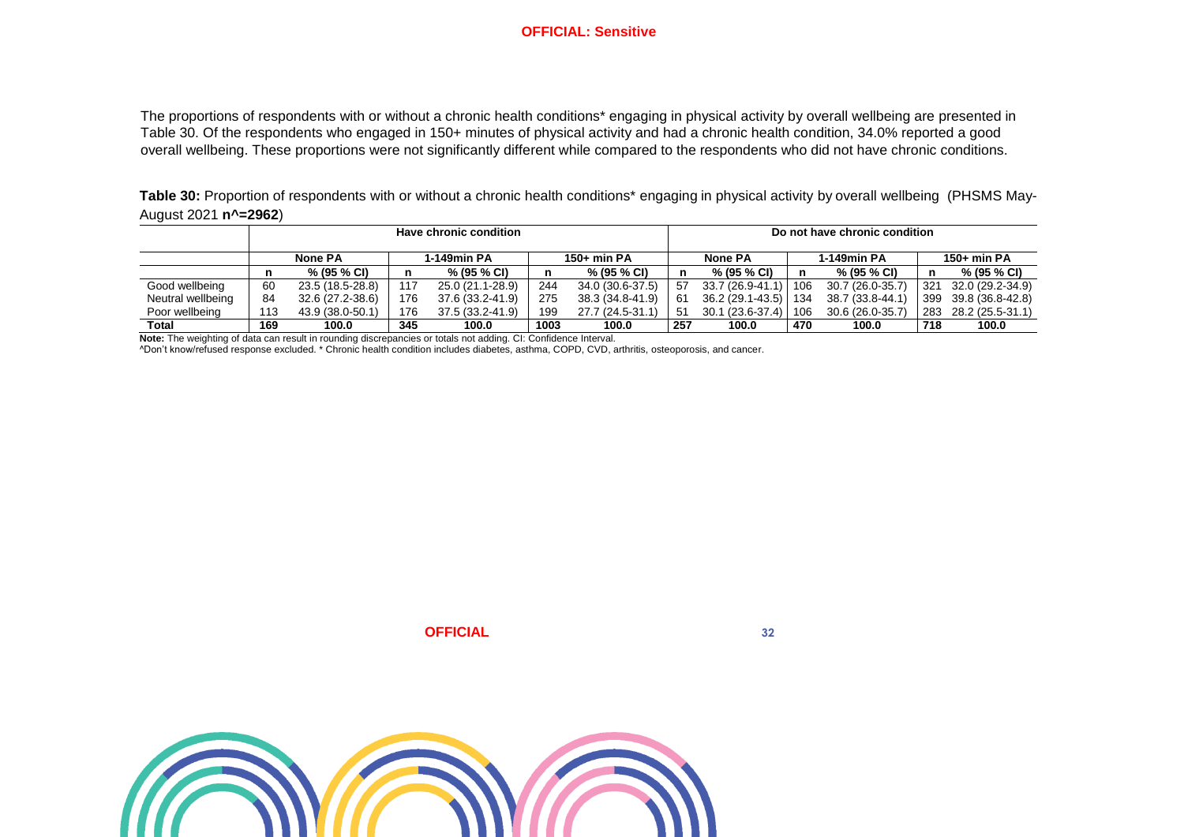The proportions of respondents with or without a chronic health conditions* engaging in physical activity by overall wellbeing are presented in Table 30. Of the respondents who engaged in 150+ minutes of physical activity and had a chronic health condition, 34.0% reported a good overall wellbeing. These proportions were not significantly different while compared to the respondents who did not have chronic conditions.

**Table 30:** Proportion of respondents with or without a chronic health conditions* engaging in physical activity by overall wellbeing (PHSMS May-August 2021 **n^=2962**)

| | Have chronic condition | | | | | | Do not have chronic condition | | | | | |
|---|---|---|---|---|---|---|---|---|---|---|---|---|
| | None PA | | 1-149min PA | | 150+ min PA | | None PA | | 1-149min PA | | 150+ min PA | |
| | n | % (95 % CI) | n | % (95 % CI) | n | % (95 % CI) | n | % (95 % CI) | n | % (95 % CI) | n | % (95 % CI) |
| Good wellbeing | 60 | 23.5 (18.5-28.8) | 117 | 25.0 (21.1-28.9) | 244 | 34.0 (30.6-37.5) | 57 | 33.7 (26.9-41.1) | 106 | 30.7 (26.0-35.7) | 321 | 32.0 (29.2-34.9) |
| Neutral wellbeing | 84 | 32.6 (27.2-38.6) | 176 | 37.6 (33.2-41.9) | 275 | 38.3 (34.8-41.9) | 61 | 36.2 (29.1-43.5) | 134 | 38.7 (33.8-44.1) | 399 | 39.8 (36.8-42.8) |
| Poor wellbeing | 113 | 43.9 (38.0-50.1) | 176 | 37.5 (33.2-41.9) | 199 | 27.7 (24.5-31.1) | 51 | 30.1 (23.6-37.4) | 106 | 30.6 (26.0-35.7) | 283 | 28.2 (25.5-31.1) |
| **Total** | **169** | **100.0** | **345** | **100.0** | **1003** | **100.0** | **257** | **100.0** | **470** | **100.0** | **718** | **100.0** |

**Note:** The weighting of data can result in rounding discrepancies or totals not adding. CI: Confidence Interval.
^Don't know/refused response excluded. * Chronic health condition includes diabetes, asthma, COPD, CVD, arthritis, osteoporosis, and cancer.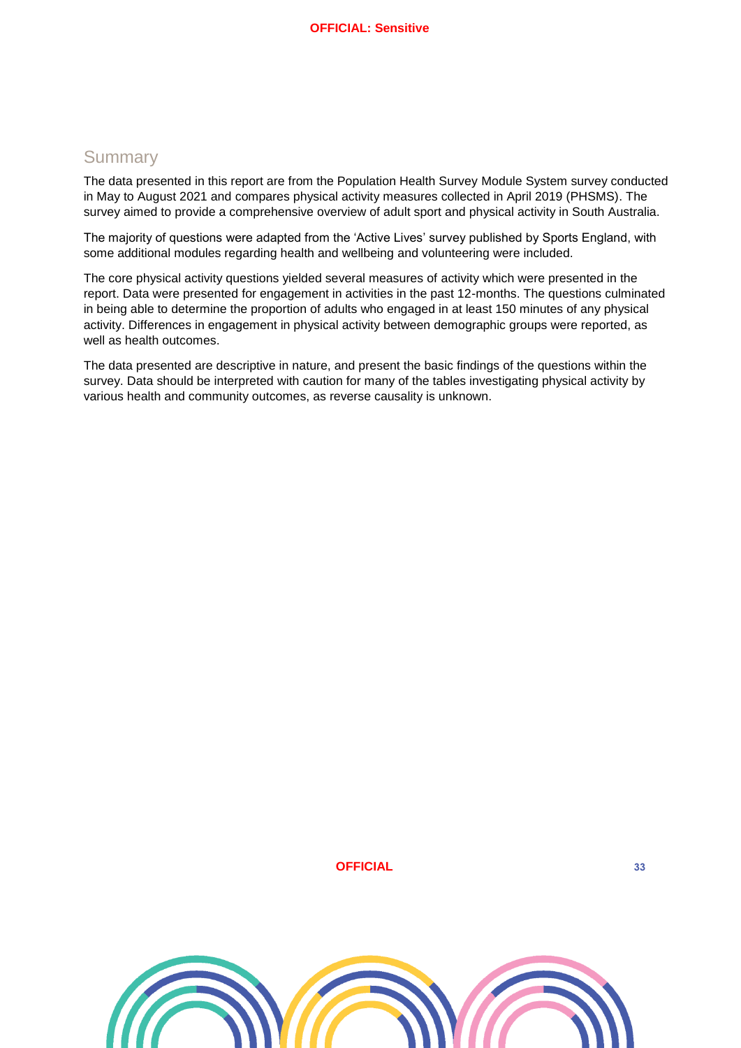## Summary

The data presented in this report are from the Population Health Survey Module System survey conducted in May to August 2021 and compares physical activity measures collected in April 2019 (PHSMS). The survey aimed to provide a comprehensive overview of adult sport and physical activity in South Australia.

The majority of questions were adapted from the 'Active Lives' survey published by Sports England, with some additional modules regarding health and wellbeing and volunteering were included.

The core physical activity questions yielded several measures of activity which were presented in the report. Data were presented for engagement in activities in the past 12-months. The questions culminated in being able to determine the proportion of adults who engaged in at least 150 minutes of any physical activity. Differences in engagement in physical activity between demographic groups were reported, as well as health outcomes.

The data presented are descriptive in nature, and present the basic findings of the questions within the survey. Data should be interpreted with caution for many of the tables investigating physical activity by various health and community outcomes, as reverse causality is unknown.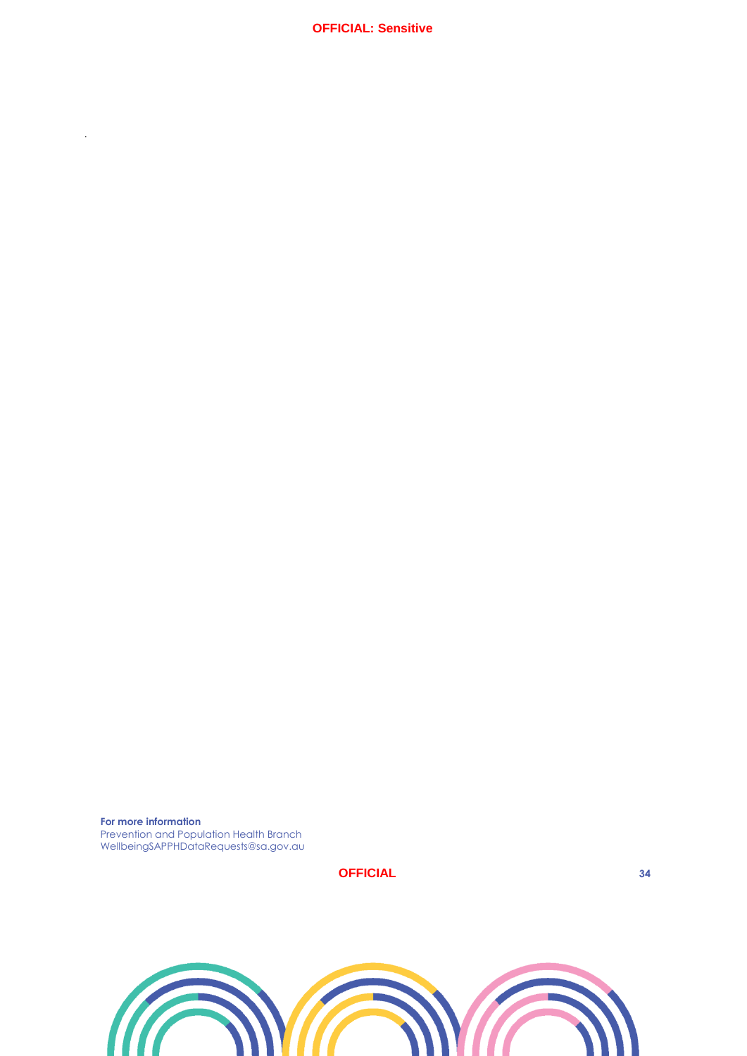**For more information**
Prevention and Population Health Branch
WellbeingSAPPHDataRequests@sa.gov.au